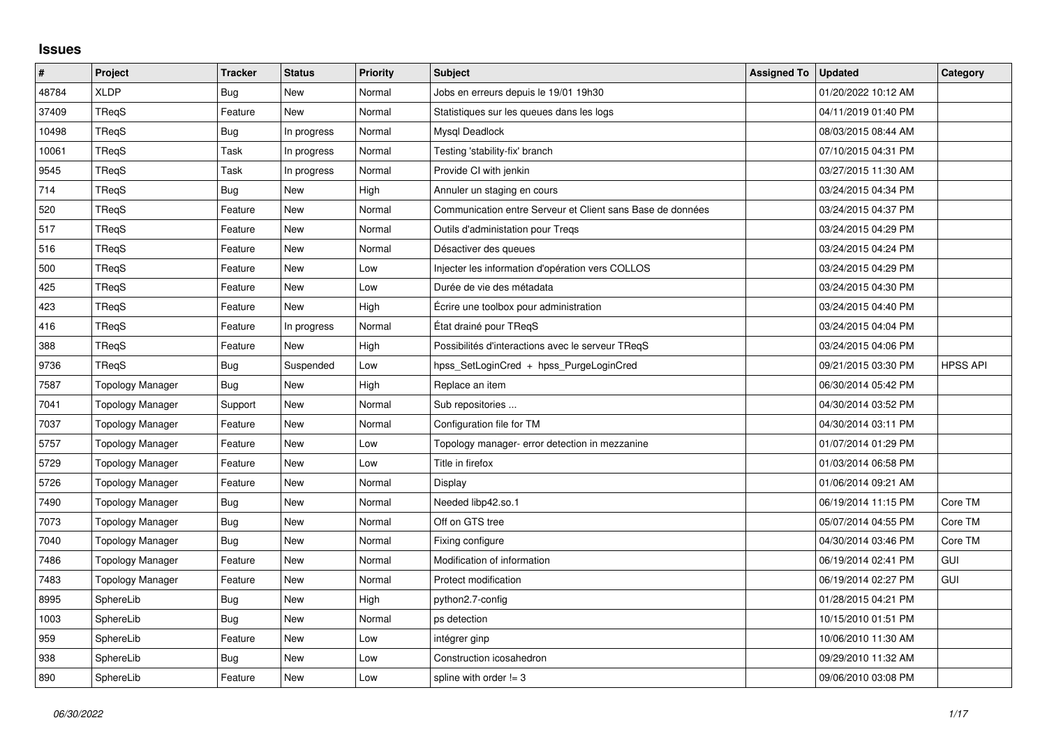## Issues

| # | Project | Tracker | Status | Priority | Subject | Assigned To | Updated | Category |
|---|---|---|---|---|---|---|---|---|
| 48784 | XLDP | Bug | New | Normal | Jobs en erreurs depuis le 19/01 19h30 | | 01/20/2022 10:12 AM | |
| 37409 | TReqS | Feature | New | Normal | Statistiques sur les queues dans les logs | | 04/11/2019 01:40 PM | |
| 10498 | TReqS | Bug | In progress | Normal | Mysql Deadlock | | 08/03/2015 08:44 AM | |
| 10061 | TReqS | Task | In progress | Normal | Testing 'stability-fix' branch | | 07/10/2015 04:31 PM | |
| 9545 | TReqS | Task | In progress | Normal | Provide CI with jenkin | | 03/27/2015 11:30 AM | |
| 714 | TReqS | Bug | New | High | Annuler un staging en cours | | 03/24/2015 04:34 PM | |
| 520 | TReqS | Feature | New | Normal | Communication entre Serveur et Client sans Base de données | | 03/24/2015 04:37 PM | |
| 517 | TReqS | Feature | New | Normal | Outils d'administation pour Treqs | | 03/24/2015 04:29 PM | |
| 516 | TReqS | Feature | New | Normal | Désactiver des queues | | 03/24/2015 04:24 PM | |
| 500 | TReqS | Feature | New | Low | Injecter les information d'opération vers COLLOS | | 03/24/2015 04:29 PM | |
| 425 | TReqS | Feature | New | Low | Durée de vie des métadata | | 03/24/2015 04:30 PM | |
| 423 | TReqS | Feature | New | High | Écrire une toolbox pour administration | | 03/24/2015 04:40 PM | |
| 416 | TReqS | Feature | In progress | Normal | État drainé pour TReqS | | 03/24/2015 04:04 PM | |
| 388 | TReqS | Feature | New | High | Possibilités d'interactions avec le serveur TReqS | | 03/24/2015 04:06 PM | |
| 9736 | TReqS | Bug | Suspended | Low | hpss_SetLoginCred + hpss_PurgeLoginCred | | 09/21/2015 03:30 PM | HPSS API |
| 7587 | Topology Manager | Bug | New | High | Replace an item | | 06/30/2014 05:42 PM | |
| 7041 | Topology Manager | Support | New | Normal | Sub repositories ... | | 04/30/2014 03:52 PM | |
| 7037 | Topology Manager | Feature | New | Normal | Configuration file for TM | | 04/30/2014 03:11 PM | |
| 5757 | Topology Manager | Feature | New | Low | Topology manager- error detection in mezzanine | | 01/07/2014 01:29 PM | |
| 5729 | Topology Manager | Feature | New | Low | Title in firefox | | 01/03/2014 06:58 PM | |
| 5726 | Topology Manager | Feature | New | Normal | Display | | 01/06/2014 09:21 AM | |
| 7490 | Topology Manager | Bug | New | Normal | Needed libp42.so.1 | | 06/19/2014 11:15 PM | Core TM |
| 7073 | Topology Manager | Bug | New | Normal | Off on GTS tree | | 05/07/2014 04:55 PM | Core TM |
| 7040 | Topology Manager | Bug | New | Normal | Fixing configure | | 04/30/2014 03:46 PM | Core TM |
| 7486 | Topology Manager | Feature | New | Normal | Modification of information | | 06/19/2014 02:41 PM | GUI |
| 7483 | Topology Manager | Feature | New | Normal | Protect modification | | 06/19/2014 02:27 PM | GUI |
| 8995 | SphereLib | Bug | New | High | python2.7-config | | 01/28/2015 04:21 PM | |
| 1003 | SphereLib | Bug | New | Normal | ps detection | | 10/15/2010 01:51 PM | |
| 959 | SphereLib | Feature | New | Low | intégrer ginp | | 10/06/2010 11:30 AM | |
| 938 | SphereLib | Bug | New | Low | Construction icosahedron | | 09/29/2010 11:32 AM | |
| 890 | SphereLib | Feature | New | Low | spline with order != 3 | | 09/06/2010 03:08 PM | |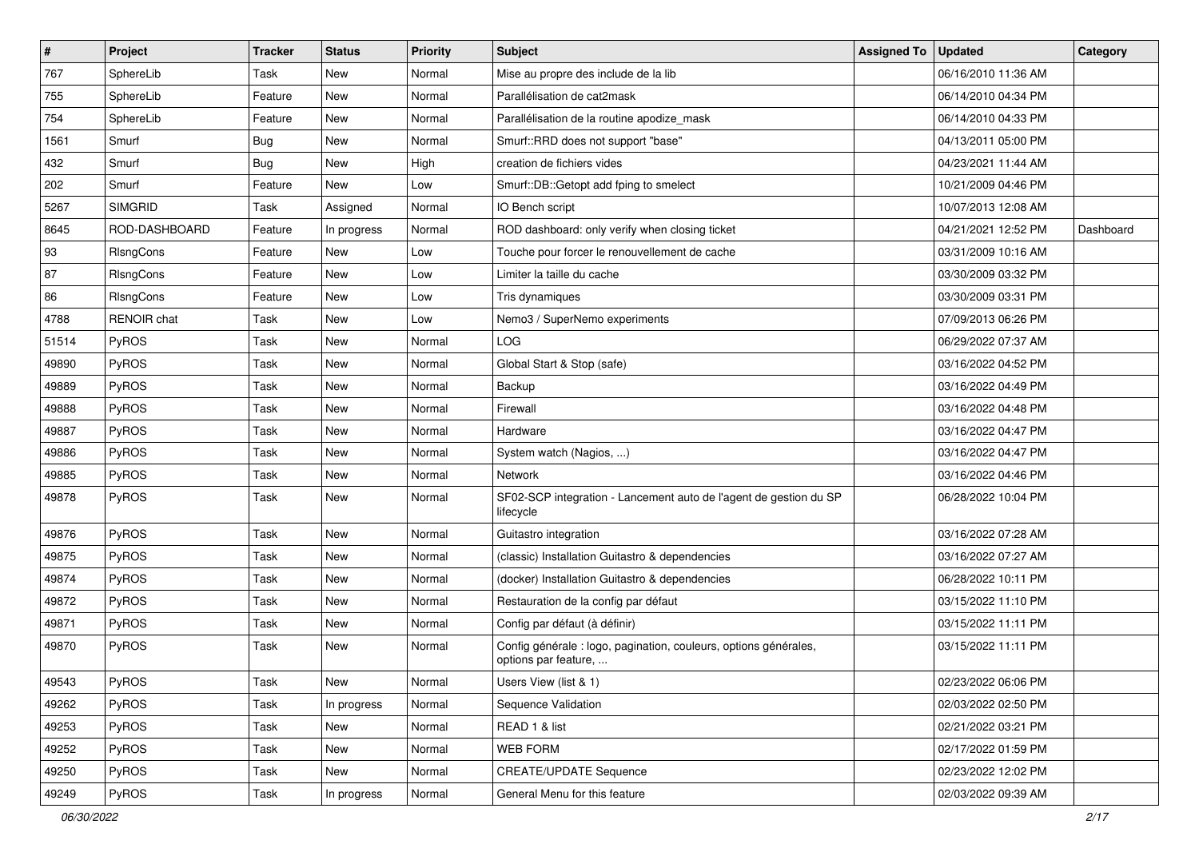| # | Project | Tracker | Status | Priority | Subject | Assigned To | Updated | Category |
|---|---|---|---|---|---|---|---|---|
| 767 | SphereLib | Task | New | Normal | Mise au propre des include de la lib | | 06/16/2010 11:36 AM | |
| 755 | SphereLib | Feature | New | Normal | Parallélisation de cat2mask | | 06/14/2010 04:34 PM | |
| 754 | SphereLib | Feature | New | Normal | Parallélisation de la routine apodize_mask | | 06/14/2010 04:33 PM | |
| 1561 | Smurf | Bug | New | Normal | Smurf::RRD does not support "base" | | 04/13/2011 05:00 PM | |
| 432 | Smurf | Bug | New | High | creation de fichiers vides | | 04/23/2021 11:44 AM | |
| 202 | Smurf | Feature | New | Low | Smurf::DB::Getopt add fping to smelect | | 10/21/2009 04:46 PM | |
| 5267 | SIMGRID | Task | Assigned | Normal | IO Bench script | | 10/07/2013 12:08 AM | |
| 8645 | ROD-DASHBOARD | Feature | In progress | Normal | ROD dashboard: only verify when closing ticket | | 04/21/2021 12:52 PM | Dashboard |
| 93 | RlsngCons | Feature | New | Low | Touche pour forcer le renouvellement de cache | | 03/31/2009 10:16 AM | |
| 87 | RlsngCons | Feature | New | Low | Limiter la taille du cache | | 03/30/2009 03:32 PM | |
| 86 | RlsngCons | Feature | New | Low | Tris dynamiques | | 03/30/2009 03:31 PM | |
| 4788 | RENOIR chat | Task | New | Low | Nemo3 / SuperNemo experiments | | 07/09/2013 06:26 PM | |
| 51514 | PyROS | Task | New | Normal | LOG | | 06/29/2022 07:37 AM | |
| 49890 | PyROS | Task | New | Normal | Global Start & Stop (safe) | | 03/16/2022 04:52 PM | |
| 49889 | PyROS | Task | New | Normal | Backup | | 03/16/2022 04:49 PM | |
| 49888 | PyROS | Task | New | Normal | Firewall | | 03/16/2022 04:48 PM | |
| 49887 | PyROS | Task | New | Normal | Hardware | | 03/16/2022 04:47 PM | |
| 49886 | PyROS | Task | New | Normal | System watch (Nagios, ...) | | 03/16/2022 04:47 PM | |
| 49885 | PyROS | Task | New | Normal | Network | | 03/16/2022 04:46 PM | |
| 49878 | PyROS | Task | New | Normal | SF02-SCP integration - Lancement auto de l'agent de gestion du SP lifecycle | | 06/28/2022 10:04 PM | |
| 49876 | PyROS | Task | New | Normal | Guitastro integration | | 03/16/2022 07:28 AM | |
| 49875 | PyROS | Task | New | Normal | (classic) Installation Guitastro & dependencies | | 03/16/2022 07:27 AM | |
| 49874 | PyROS | Task | New | Normal | (docker) Installation Guitastro & dependencies | | 06/28/2022 10:11 PM | |
| 49872 | PyROS | Task | New | Normal | Restauration de la config par défaut | | 03/15/2022 11:10 PM | |
| 49871 | PyROS | Task | New | Normal | Config par défaut (à définir) | | 03/15/2022 11:11 PM | |
| 49870 | PyROS | Task | New | Normal | Config générale : logo, pagination, couleurs, options générales, options par feature, ... | | 03/15/2022 11:11 PM | |
| 49543 | PyROS | Task | New | Normal | Users View (list & 1) | | 02/23/2022 06:06 PM | |
| 49262 | PyROS | Task | In progress | Normal | Sequence Validation | | 02/03/2022 02:50 PM | |
| 49253 | PyROS | Task | New | Normal | READ 1 & list | | 02/21/2022 03:21 PM | |
| 49252 | PyROS | Task | New | Normal | WEB FORM | | 02/17/2022 01:59 PM | |
| 49250 | PyROS | Task | New | Normal | CREATE/UPDATE Sequence | | 02/23/2022 12:02 PM | |
| 49249 | PyROS | Task | In progress | Normal | General Menu for this feature | | 02/03/2022 09:39 AM | |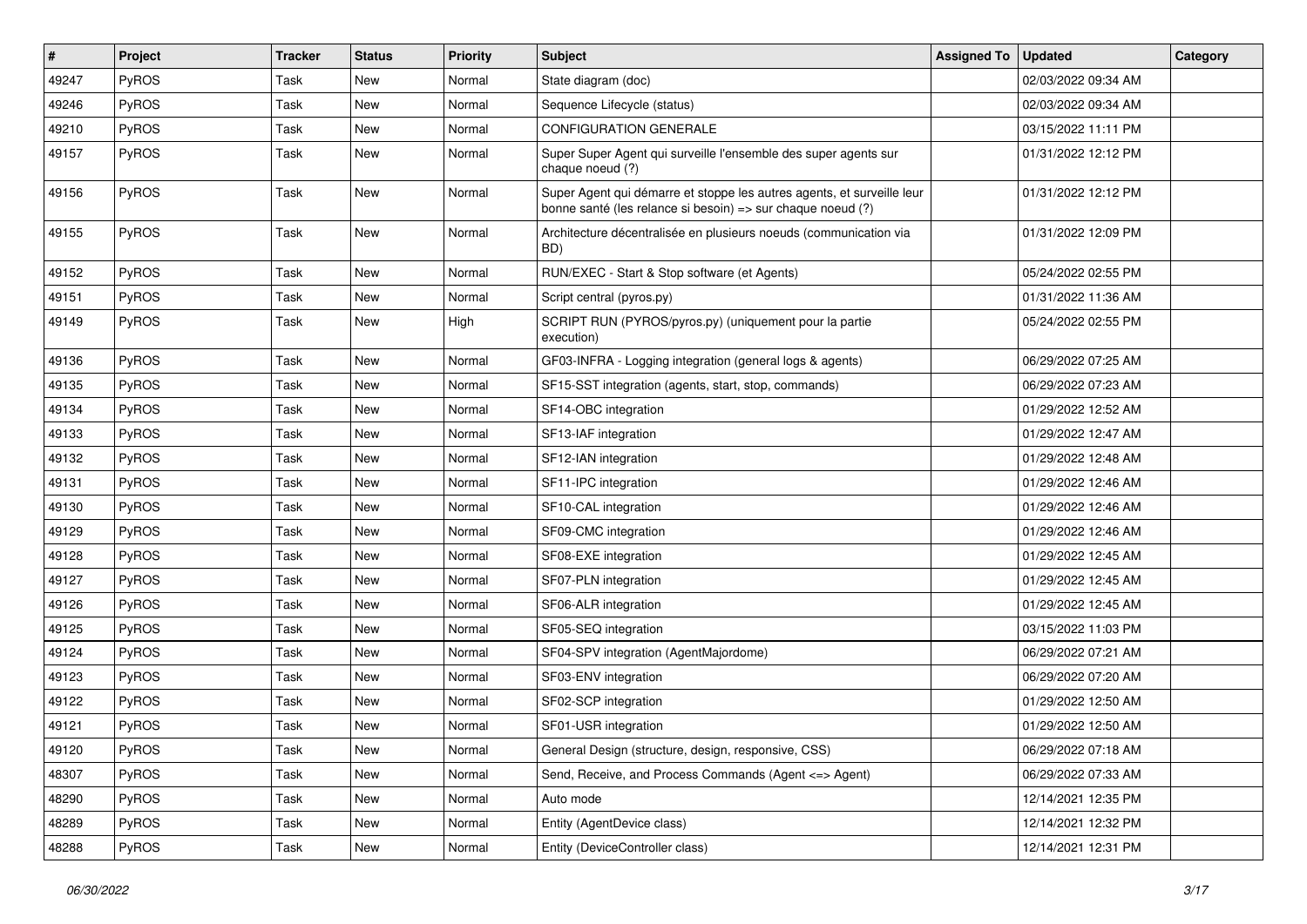| # | Project | Tracker | Status | Priority | Subject | Assigned To | Updated | Category |
|---|---|---|---|---|---|---|---|---|
| 49247 | PyROS | Task | New | Normal | State diagram (doc) | | 02/03/2022 09:34 AM | |
| 49246 | PyROS | Task | New | Normal | Sequence Lifecycle (status) | | 02/03/2022 09:34 AM | |
| 49210 | PyROS | Task | New | Normal | CONFIGURATION GENERALE | | 03/15/2022 11:11 PM | |
| 49157 | PyROS | Task | New | Normal | Super Super Agent qui surveille l'ensemble des super agents sur chaque noeud (?) | | 01/31/2022 12:12 PM | |
| 49156 | PyROS | Task | New | Normal | Super Agent qui démarre et stoppe les autres agents, et surveille leur bonne santé (les relance si besoin) => sur chaque noeud (?) | | 01/31/2022 12:12 PM | |
| 49155 | PyROS | Task | New | Normal | Architecture décentralisée en plusieurs noeuds (communication via BD) | | 01/31/2022 12:09 PM | |
| 49152 | PyROS | Task | New | Normal | RUN/EXEC - Start & Stop software (et Agents) | | 05/24/2022 02:55 PM | |
| 49151 | PyROS | Task | New | Normal | Script central (pyros.py) | | 01/31/2022 11:36 AM | |
| 49149 | PyROS | Task | New | High | SCRIPT RUN (PYROS/pyros.py) (uniquement pour la partie execution) | | 05/24/2022 02:55 PM | |
| 49136 | PyROS | Task | New | Normal | GF03-INFRA - Logging integration (general logs & agents) | | 06/29/2022 07:25 AM | |
| 49135 | PyROS | Task | New | Normal | SF15-SST integration (agents, start, stop, commands) | | 06/29/2022 07:23 AM | |
| 49134 | PyROS | Task | New | Normal | SF14-OBC integration | | 01/29/2022 12:52 AM | |
| 49133 | PyROS | Task | New | Normal | SF13-IAF integration | | 01/29/2022 12:47 AM | |
| 49132 | PyROS | Task | New | Normal | SF12-IAN integration | | 01/29/2022 12:48 AM | |
| 49131 | PyROS | Task | New | Normal | SF11-IPC integration | | 01/29/2022 12:46 AM | |
| 49130 | PyROS | Task | New | Normal | SF10-CAL integration | | 01/29/2022 12:46 AM | |
| 49129 | PyROS | Task | New | Normal | SF09-CMC integration | | 01/29/2022 12:46 AM | |
| 49128 | PyROS | Task | New | Normal | SF08-EXE integration | | 01/29/2022 12:45 AM | |
| 49127 | PyROS | Task | New | Normal | SF07-PLN integration | | 01/29/2022 12:45 AM | |
| 49126 | PyROS | Task | New | Normal | SF06-ALR integration | | 01/29/2022 12:45 AM | |
| 49125 | PyROS | Task | New | Normal | SF05-SEQ integration | | 03/15/2022 11:03 PM | |
| 49124 | PyROS | Task | New | Normal | SF04-SPV integration (AgentMajordome) | | 06/29/2022 07:21 AM | |
| 49123 | PyROS | Task | New | Normal | SF03-ENV integration | | 06/29/2022 07:20 AM | |
| 49122 | PyROS | Task | New | Normal | SF02-SCP integration | | 01/29/2022 12:50 AM | |
| 49121 | PyROS | Task | New | Normal | SF01-USR integration | | 01/29/2022 12:50 AM | |
| 49120 | PyROS | Task | New | Normal | General Design (structure, design, responsive, CSS) | | 06/29/2022 07:18 AM | |
| 48307 | PyROS | Task | New | Normal | Send, Receive, and Process Commands (Agent <=> Agent) | | 06/29/2022 07:33 AM | |
| 48290 | PyROS | Task | New | Normal | Auto mode | | 12/14/2021 12:35 PM | |
| 48289 | PyROS | Task | New | Normal | Entity (AgentDevice class) | | 12/14/2021 12:32 PM | |
| 48288 | PyROS | Task | New | Normal | Entity (DeviceController class) | | 12/14/2021 12:31 PM | |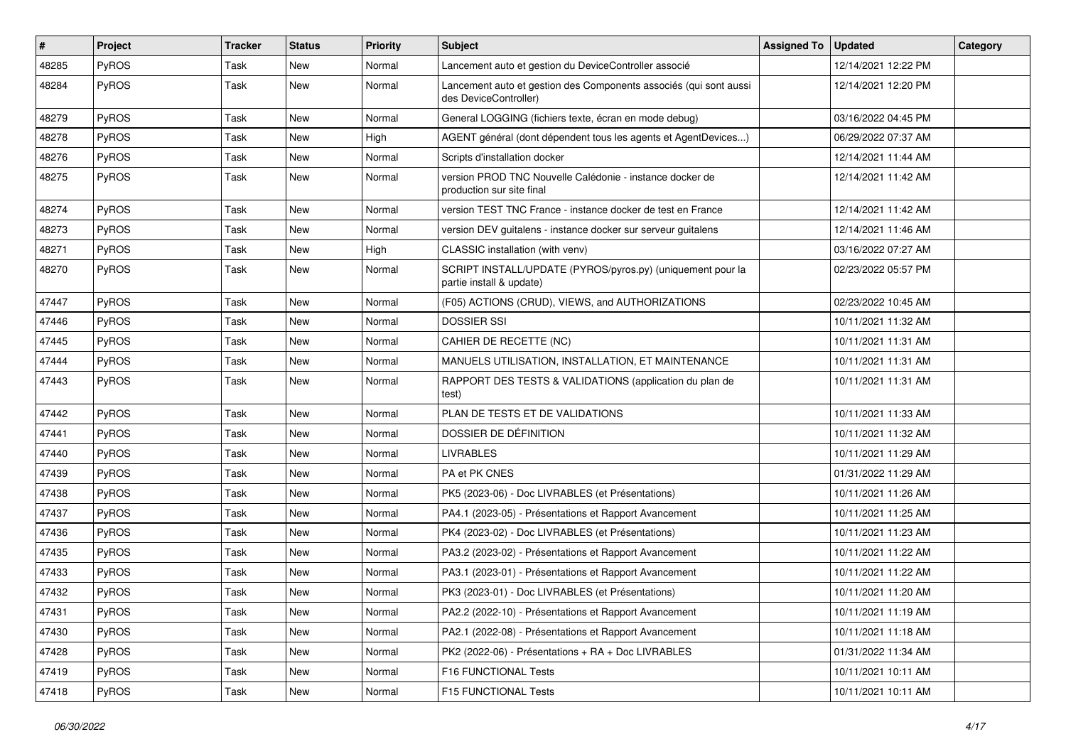| # | Project | Tracker | Status | Priority | Subject | Assigned To | Updated | Category |
|---|---|---|---|---|---|---|---|---|
| 48285 | PyROS | Task | New | Normal | Lancement auto et gestion du DeviceController associé | | 12/14/2021 12:22 PM | |
| 48284 | PyROS | Task | New | Normal | Lancement auto et gestion des Components associés (qui sont aussi des DeviceController) | | 12/14/2021 12:20 PM | |
| 48279 | PyROS | Task | New | Normal | General LOGGING (fichiers texte, écran en mode debug) | | 03/16/2022 04:45 PM | |
| 48278 | PyROS | Task | New | High | AGENT général (dont dépendent tous les agents et AgentDevices...) | | 06/29/2022 07:37 AM | |
| 48276 | PyROS | Task | New | Normal | Scripts d'installation docker | | 12/14/2021 11:44 AM | |
| 48275 | PyROS | Task | New | Normal | version PROD TNC Nouvelle Calédonie - instance docker de production sur site final | | 12/14/2021 11:42 AM | |
| 48274 | PyROS | Task | New | Normal | version TEST TNC France - instance docker de test en France | | 12/14/2021 11:42 AM | |
| 48273 | PyROS | Task | New | Normal | version DEV guitalens - instance docker sur serveur guitalens | | 12/14/2021 11:46 AM | |
| 48271 | PyROS | Task | New | High | CLASSIC installation (with venv) | | 03/16/2022 07:27 AM | |
| 48270 | PyROS | Task | New | Normal | SCRIPT INSTALL/UPDATE (PYROS/pyros.py) (uniquement pour la partie install & update) | | 02/23/2022 05:57 PM | |
| 47447 | PyROS | Task | New | Normal | (F05) ACTIONS (CRUD), VIEWS, and AUTHORIZATIONS | | 02/23/2022 10:45 AM | |
| 47446 | PyROS | Task | New | Normal | DOSSIER SSI | | 10/11/2021 11:32 AM | |
| 47445 | PyROS | Task | New | Normal | CAHIER DE RECETTE (NC) | | 10/11/2021 11:31 AM | |
| 47444 | PyROS | Task | New | Normal | MANUELS UTILISATION, INSTALLATION, ET MAINTENANCE | | 10/11/2021 11:31 AM | |
| 47443 | PyROS | Task | New | Normal | RAPPORT DES TESTS & VALIDATIONS (application du plan de test) | | 10/11/2021 11:31 AM | |
| 47442 | PyROS | Task | New | Normal | PLAN DE TESTS ET DE VALIDATIONS | | 10/11/2021 11:33 AM | |
| 47441 | PyROS | Task | New | Normal | DOSSIER DE DÉFINITION | | 10/11/2021 11:32 AM | |
| 47440 | PyROS | Task | New | Normal | LIVRABLES | | 10/11/2021 11:29 AM | |
| 47439 | PyROS | Task | New | Normal | PA et PK CNES | | 01/31/2022 11:29 AM | |
| 47438 | PyROS | Task | New | Normal | PK5 (2023-06) - Doc LIVRABLES (et Présentations) | | 10/11/2021 11:26 AM | |
| 47437 | PyROS | Task | New | Normal | PA4.1 (2023-05) - Présentations et Rapport Avancement | | 10/11/2021 11:25 AM | |
| 47436 | PyROS | Task | New | Normal | PK4 (2023-02) - Doc LIVRABLES (et Présentations) | | 10/11/2021 11:23 AM | |
| 47435 | PyROS | Task | New | Normal | PA3.2 (2023-02) - Présentations et Rapport Avancement | | 10/11/2021 11:22 AM | |
| 47433 | PyROS | Task | New | Normal | PA3.1 (2023-01) - Présentations et Rapport Avancement | | 10/11/2021 11:22 AM | |
| 47432 | PyROS | Task | New | Normal | PK3 (2023-01) - Doc LIVRABLES (et Présentations) | | 10/11/2021 11:20 AM | |
| 47431 | PyROS | Task | New | Normal | PA2.2 (2022-10) - Présentations et Rapport Avancement | | 10/11/2021 11:19 AM | |
| 47430 | PyROS | Task | New | Normal | PA2.1 (2022-08) - Présentations et Rapport Avancement | | 10/11/2021 11:18 AM | |
| 47428 | PyROS | Task | New | Normal | PK2 (2022-06) - Présentations + RA + Doc LIVRABLES | | 01/31/2022 11:34 AM | |
| 47419 | PyROS | Task | New | Normal | F16 FUNCTIONAL Tests | | 10/11/2021 10:11 AM | |
| 47418 | PyROS | Task | New | Normal | F15 FUNCTIONAL Tests | | 10/11/2021 10:11 AM | |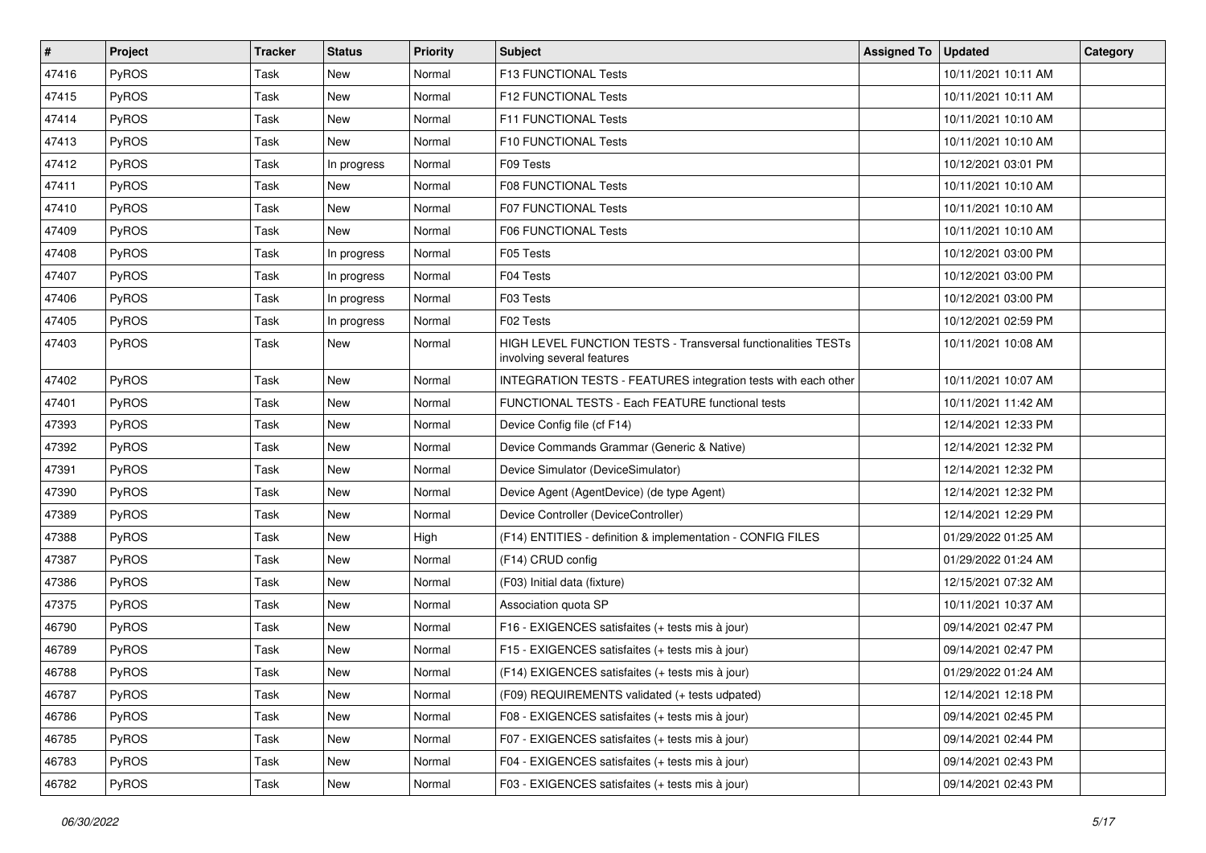| # | Project | Tracker | Status | Priority | Subject | Assigned To | Updated | Category |
|---|---|---|---|---|---|---|---|---|
| 47416 | PyROS | Task | New | Normal | F13 FUNCTIONAL Tests | | 10/11/2021 10:11 AM | |
| 47415 | PyROS | Task | New | Normal | F12 FUNCTIONAL Tests | | 10/11/2021 10:11 AM | |
| 47414 | PyROS | Task | New | Normal | F11 FUNCTIONAL Tests | | 10/11/2021 10:10 AM | |
| 47413 | PyROS | Task | New | Normal | F10 FUNCTIONAL Tests | | 10/11/2021 10:10 AM | |
| 47412 | PyROS | Task | In progress | Normal | F09 Tests | | 10/12/2021 03:01 PM | |
| 47411 | PyROS | Task | New | Normal | F08 FUNCTIONAL Tests | | 10/11/2021 10:10 AM | |
| 47410 | PyROS | Task | New | Normal | F07 FUNCTIONAL Tests | | 10/11/2021 10:10 AM | |
| 47409 | PyROS | Task | New | Normal | F06 FUNCTIONAL Tests | | 10/11/2021 10:10 AM | |
| 47408 | PyROS | Task | In progress | Normal | F05 Tests | | 10/12/2021 03:00 PM | |
| 47407 | PyROS | Task | In progress | Normal | F04 Tests | | 10/12/2021 03:00 PM | |
| 47406 | PyROS | Task | In progress | Normal | F03 Tests | | 10/12/2021 03:00 PM | |
| 47405 | PyROS | Task | In progress | Normal | F02 Tests | | 10/12/2021 02:59 PM | |
| 47403 | PyROS | Task | New | Normal | HIGH LEVEL FUNCTION TESTS - Transversal functionalities TESTs involving several features | | 10/11/2021 10:08 AM | |
| 47402 | PyROS | Task | New | Normal | INTEGRATION TESTS - FEATURES integration tests with each other | | 10/11/2021 10:07 AM | |
| 47401 | PyROS | Task | New | Normal | FUNCTIONAL TESTS - Each FEATURE functional tests | | 10/11/2021 11:42 AM | |
| 47393 | PyROS | Task | New | Normal | Device Config file (cf F14) | | 12/14/2021 12:33 PM | |
| 47392 | PyROS | Task | New | Normal | Device Commands Grammar (Generic & Native) | | 12/14/2021 12:32 PM | |
| 47391 | PyROS | Task | New | Normal | Device Simulator (DeviceSimulator) | | 12/14/2021 12:32 PM | |
| 47390 | PyROS | Task | New | Normal | Device Agent (AgentDevice) (de type Agent) | | 12/14/2021 12:32 PM | |
| 47389 | PyROS | Task | New | Normal | Device Controller (DeviceController) | | 12/14/2021 12:29 PM | |
| 47388 | PyROS | Task | New | High | (F14) ENTITIES - definition & implementation - CONFIG FILES | | 01/29/2022 01:25 AM | |
| 47387 | PyROS | Task | New | Normal | (F14) CRUD config | | 01/29/2022 01:24 AM | |
| 47386 | PyROS | Task | New | Normal | (F03) Initial data (fixture) | | 12/15/2021 07:32 AM | |
| 47375 | PyROS | Task | New | Normal | Association quota SP | | 10/11/2021 10:37 AM | |
| 46790 | PyROS | Task | New | Normal | F16 - EXIGENCES satisfaites (+ tests mis à jour) | | 09/14/2021 02:47 PM | |
| 46789 | PyROS | Task | New | Normal | F15 - EXIGENCES satisfaites (+ tests mis à jour) | | 09/14/2021 02:47 PM | |
| 46788 | PyROS | Task | New | Normal | (F14) EXIGENCES satisfaites (+ tests mis à jour) | | 01/29/2022 01:24 AM | |
| 46787 | PyROS | Task | New | Normal | (F09) REQUIREMENTS validated (+ tests udpated) | | 12/14/2021 12:18 PM | |
| 46786 | PyROS | Task | New | Normal | F08 - EXIGENCES satisfaites (+ tests mis à jour) | | 09/14/2021 02:45 PM | |
| 46785 | PyROS | Task | New | Normal | F07 - EXIGENCES satisfaites (+ tests mis à jour) | | 09/14/2021 02:44 PM | |
| 46783 | PyROS | Task | New | Normal | F04 - EXIGENCES satisfaites (+ tests mis à jour) | | 09/14/2021 02:43 PM | |
| 46782 | PyROS | Task | New | Normal | F03 - EXIGENCES satisfaites (+ tests mis à jour) | | 09/14/2021 02:43 PM | |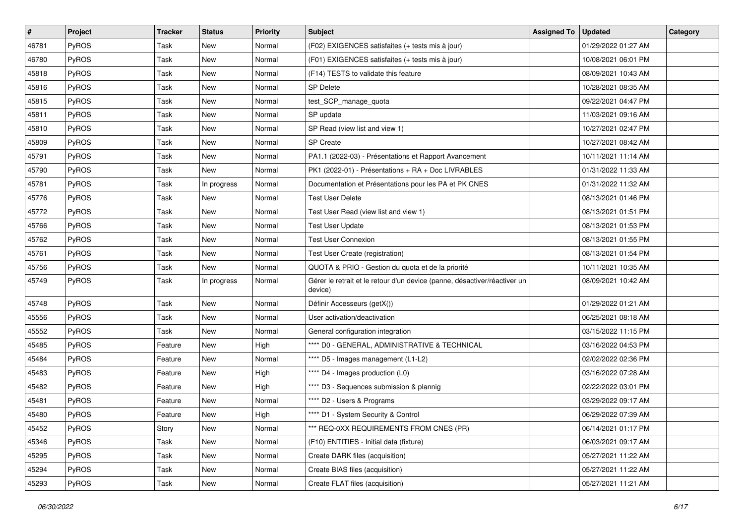| # | Project | Tracker | Status | Priority | Subject | Assigned To | Updated | Category |
|---|---|---|---|---|---|---|---|---|
| 46781 | PyROS | Task | New | Normal | (F02) EXIGENCES satisfaites (+ tests mis à jour) | | 01/29/2022 01:27 AM | |
| 46780 | PyROS | Task | New | Normal | (F01) EXIGENCES satisfaites (+ tests mis à jour) | | 10/08/2021 06:01 PM | |
| 45818 | PyROS | Task | New | Normal | (F14) TESTS to validate this feature | | 08/09/2021 10:43 AM | |
| 45816 | PyROS | Task | New | Normal | SP Delete | | 10/28/2021 08:35 AM | |
| 45815 | PyROS | Task | New | Normal | test_SCP_manage_quota | | 09/22/2021 04:47 PM | |
| 45811 | PyROS | Task | New | Normal | SP update | | 11/03/2021 09:16 AM | |
| 45810 | PyROS | Task | New | Normal | SP Read (view list and view 1) | | 10/27/2021 02:47 PM | |
| 45809 | PyROS | Task | New | Normal | SP Create | | 10/27/2021 08:42 AM | |
| 45791 | PyROS | Task | New | Normal | PA1.1 (2022-03) - Présentations et Rapport Avancement | | 10/11/2021 11:14 AM | |
| 45790 | PyROS | Task | New | Normal | PK1 (2022-01) - Présentations + RA + Doc LIVRABLES | | 01/31/2022 11:33 AM | |
| 45781 | PyROS | Task | In progress | Normal | Documentation et Présentations pour les PA et PK CNES | | 01/31/2022 11:32 AM | |
| 45776 | PyROS | Task | New | Normal | Test User Delete | | 08/13/2021 01:46 PM | |
| 45772 | PyROS | Task | New | Normal | Test User Read (view list and view 1) | | 08/13/2021 01:51 PM | |
| 45766 | PyROS | Task | New | Normal | Test User Update | | 08/13/2021 01:53 PM | |
| 45762 | PyROS | Task | New | Normal | Test User Connexion | | 08/13/2021 01:55 PM | |
| 45761 | PyROS | Task | New | Normal | Test User Create (registration) | | 08/13/2021 01:54 PM | |
| 45756 | PyROS | Task | New | Normal | QUOTA & PRIO - Gestion du quota et de la priorité | | 10/11/2021 10:35 AM | |
| 45749 | PyROS | Task | In progress | Normal | Gérer le retrait et le retour d'un device (panne, désactiver/réactiver un device) | | 08/09/2021 10:42 AM | |
| 45748 | PyROS | Task | New | Normal | Définir Accesseurs (getX()) | | 01/29/2022 01:21 AM | |
| 45556 | PyROS | Task | New | Normal | User activation/deactivation | | 06/25/2021 08:18 AM | |
| 45552 | PyROS | Task | New | Normal | General configuration integration | | 03/15/2022 11:15 PM | |
| 45485 | PyROS | Feature | New | High | **** D0 - GENERAL, ADMINISTRATIVE & TECHNICAL | | 03/16/2022 04:53 PM | |
| 45484 | PyROS | Feature | New | Normal | **** D5 - Images management (L1-L2) | | 02/02/2022 02:36 PM | |
| 45483 | PyROS | Feature | New | High | **** D4 - Images production (L0) | | 03/16/2022 07:28 AM | |
| 45482 | PyROS | Feature | New | High | **** D3 - Sequences submission & plannig | | 02/22/2022 03:01 PM | |
| 45481 | PyROS | Feature | New | Normal | **** D2 - Users & Programs | | 03/29/2022 09:17 AM | |
| 45480 | PyROS | Feature | New | High | **** D1 - System Security & Control | | 06/29/2022 07:39 AM | |
| 45452 | PyROS | Story | New | Normal | *** REQ-0XX REQUIREMENTS FROM CNES (PR) | | 06/14/2021 01:17 PM | |
| 45346 | PyROS | Task | New | Normal | (F10) ENTITIES - Initial data (fixture) | | 06/03/2021 09:17 AM | |
| 45295 | PyROS | Task | New | Normal | Create DARK files (acquisition) | | 05/27/2021 11:22 AM | |
| 45294 | PyROS | Task | New | Normal | Create BIAS files (acquisition) | | 05/27/2021 11:22 AM | |
| 45293 | PyROS | Task | New | Normal | Create FLAT files (acquisition) | | 05/27/2021 11:21 AM | |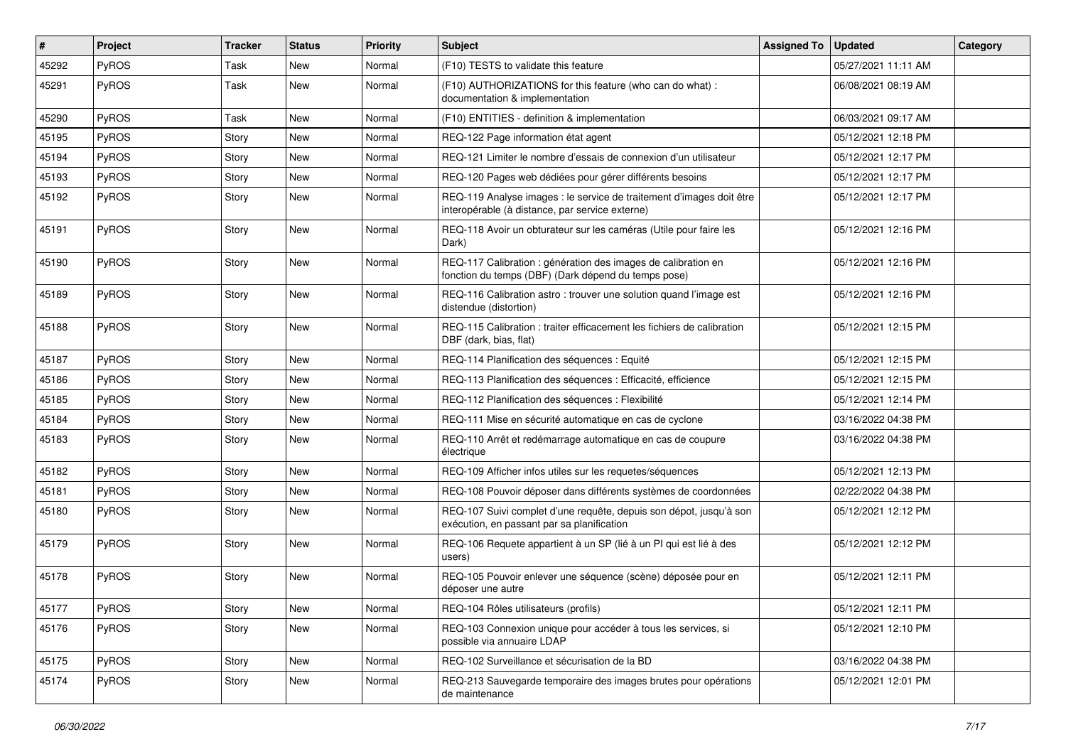| # | Project | Tracker | Status | Priority | Subject | Assigned To | Updated | Category |
|---|---|---|---|---|---|---|---|---|
| 45292 | PyROS | Task | New | Normal | (F10) TESTS to validate this feature | | 05/27/2021 11:11 AM | |
| 45291 | PyROS | Task | New | Normal | (F10) AUTHORIZATIONS for this feature (who can do what) : documentation & implementation | | 06/08/2021 08:19 AM | |
| 45290 | PyROS | Task | New | Normal | (F10) ENTITIES - definition & implementation | | 06/03/2021 09:17 AM | |
| 45195 | PyROS | Story | New | Normal | REQ-122 Page information état agent | | 05/12/2021 12:18 PM | |
| 45194 | PyROS | Story | New | Normal | REQ-121 Limiter le nombre d'essais de connexion d'un utilisateur | | 05/12/2021 12:17 PM | |
| 45193 | PyROS | Story | New | Normal | REQ-120 Pages web dédiées pour gérer différents besoins | | 05/12/2021 12:17 PM | |
| 45192 | PyROS | Story | New | Normal | REQ-119 Analyse images : le service de traitement d'images doit être interopérable (à distance, par service externe) | | 05/12/2021 12:17 PM | |
| 45191 | PyROS | Story | New | Normal | REQ-118 Avoir un obturateur sur les caméras (Utile pour faire les Dark) | | 05/12/2021 12:16 PM | |
| 45190 | PyROS | Story | New | Normal | REQ-117 Calibration : génération des images de calibration en fonction du temps (DBF) (Dark dépend du temps pose) | | 05/12/2021 12:16 PM | |
| 45189 | PyROS | Story | New | Normal | REQ-116 Calibration astro : trouver une solution quand l'image est distendue (distortion) | | 05/12/2021 12:16 PM | |
| 45188 | PyROS | Story | New | Normal | REQ-115 Calibration : traiter efficacement les fichiers de calibration DBF (dark, bias, flat) | | 05/12/2021 12:15 PM | |
| 45187 | PyROS | Story | New | Normal | REQ-114 Planification des séquences : Equité | | 05/12/2021 12:15 PM | |
| 45186 | PyROS | Story | New | Normal | REQ-113 Planification des séquences : Efficacité, efficience | | 05/12/2021 12:15 PM | |
| 45185 | PyROS | Story | New | Normal | REQ-112 Planification des séquences : Flexibilité | | 05/12/2021 12:14 PM | |
| 45184 | PyROS | Story | New | Normal | REQ-111 Mise en sécurité automatique en cas de cyclone | | 03/16/2022 04:38 PM | |
| 45183 | PyROS | Story | New | Normal | REQ-110 Arrêt et redémarrage automatique en cas de coupure électrique | | 03/16/2022 04:38 PM | |
| 45182 | PyROS | Story | New | Normal | REQ-109 Afficher infos utiles sur les requetes/séquences | | 05/12/2021 12:13 PM | |
| 45181 | PyROS | Story | New | Normal | REQ-108 Pouvoir déposer dans différents systèmes de coordonnées | | 02/22/2022 04:38 PM | |
| 45180 | PyROS | Story | New | Normal | REQ-107 Suivi complet d'une requête, depuis son dépot, jusqu'à son exécution, en passant par sa planification | | 05/12/2021 12:12 PM | |
| 45179 | PyROS | Story | New | Normal | REQ-106 Requete appartient à un SP (lié à un PI qui est lié à des users) | | 05/12/2021 12:12 PM | |
| 45178 | PyROS | Story | New | Normal | REQ-105 Pouvoir enlever une séquence (scène) déposée pour en déposer une autre | | 05/12/2021 12:11 PM | |
| 45177 | PyROS | Story | New | Normal | REQ-104 Rôles utilisateurs (profils) | | 05/12/2021 12:11 PM | |
| 45176 | PyROS | Story | New | Normal | REQ-103 Connexion unique pour accéder à tous les services, si possible via annuaire LDAP | | 05/12/2021 12:10 PM | |
| 45175 | PyROS | Story | New | Normal | REQ-102 Surveillance et sécurisation de la BD | | 03/16/2022 04:38 PM | |
| 45174 | PyROS | Story | New | Normal | REQ-213 Sauvegarde temporaire des images brutes pour opérations de maintenance | | 05/12/2021 12:01 PM | |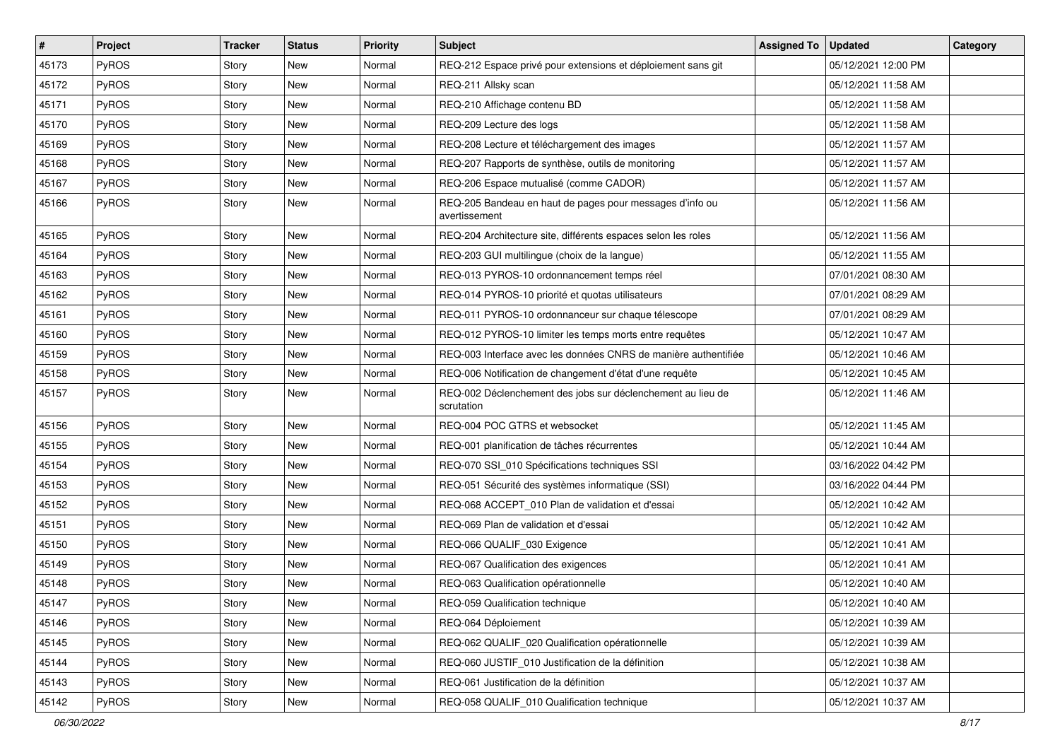| # | Project | Tracker | Status | Priority | Subject | Assigned To | Updated | Category |
|---|---|---|---|---|---|---|---|---|
| 45173 | PyROS | Story | New | Normal | REQ-212 Espace privé pour extensions et déploiement sans git | | 05/12/2021 12:00 PM | |
| 45172 | PyROS | Story | New | Normal | REQ-211 Allsky scan | | 05/12/2021 11:58 AM | |
| 45171 | PyROS | Story | New | Normal | REQ-210 Affichage contenu BD | | 05/12/2021 11:58 AM | |
| 45170 | PyROS | Story | New | Normal | REQ-209 Lecture des logs | | 05/12/2021 11:58 AM | |
| 45169 | PyROS | Story | New | Normal | REQ-208 Lecture et téléchargement des images | | 05/12/2021 11:57 AM | |
| 45168 | PyROS | Story | New | Normal | REQ-207 Rapports de synthèse, outils de monitoring | | 05/12/2021 11:57 AM | |
| 45167 | PyROS | Story | New | Normal | REQ-206 Espace mutualisé (comme CADOR) | | 05/12/2021 11:57 AM | |
| 45166 | PyROS | Story | New | Normal | REQ-205 Bandeau en haut de pages pour messages d'info ou avertissement | | 05/12/2021 11:56 AM | |
| 45165 | PyROS | Story | New | Normal | REQ-204 Architecture site, différents espaces selon les roles | | 05/12/2021 11:56 AM | |
| 45164 | PyROS | Story | New | Normal | REQ-203 GUI multilingue (choix de la langue) | | 05/12/2021 11:55 AM | |
| 45163 | PyROS | Story | New | Normal | REQ-013 PYROS-10 ordonnancement temps réel | | 07/01/2021 08:30 AM | |
| 45162 | PyROS | Story | New | Normal | REQ-014 PYROS-10 priorité et quotas utilisateurs | | 07/01/2021 08:29 AM | |
| 45161 | PyROS | Story | New | Normal | REQ-011 PYROS-10 ordonnanceur sur chaque télescope | | 07/01/2021 08:29 AM | |
| 45160 | PyROS | Story | New | Normal | REQ-012 PYROS-10 limiter les temps morts entre requêtes | | 05/12/2021 10:47 AM | |
| 45159 | PyROS | Story | New | Normal | REQ-003 Interface avec les données CNRS de manière authentifiée | | 05/12/2021 10:46 AM | |
| 45158 | PyROS | Story | New | Normal | REQ-006 Notification de changement d'état d'une requête | | 05/12/2021 10:45 AM | |
| 45157 | PyROS | Story | New | Normal | REQ-002 Déclenchement des jobs sur déclenchement au lieu de scrutation | | 05/12/2021 11:46 AM | |
| 45156 | PyROS | Story | New | Normal | REQ-004 POC GTRS et websocket | | 05/12/2021 11:45 AM | |
| 45155 | PyROS | Story | New | Normal | REQ-001 planification de tâches récurrentes | | 05/12/2021 10:44 AM | |
| 45154 | PyROS | Story | New | Normal | REQ-070 SSI_010 Spécifications techniques SSI | | 03/16/2022 04:42 PM | |
| 45153 | PyROS | Story | New | Normal | REQ-051 Sécurité des systèmes informatique (SSI) | | 03/16/2022 04:44 PM | |
| 45152 | PyROS | Story | New | Normal | REQ-068 ACCEPT_010 Plan de validation et d'essai | | 05/12/2021 10:42 AM | |
| 45151 | PyROS | Story | New | Normal | REQ-069 Plan de validation et d'essai | | 05/12/2021 10:42 AM | |
| 45150 | PyROS | Story | New | Normal | REQ-066 QUALIF_030 Exigence | | 05/12/2021 10:41 AM | |
| 45149 | PyROS | Story | New | Normal | REQ-067 Qualification des exigences | | 05/12/2021 10:41 AM | |
| 45148 | PyROS | Story | New | Normal | REQ-063 Qualification opérationnelle | | 05/12/2021 10:40 AM | |
| 45147 | PyROS | Story | New | Normal | REQ-059 Qualification technique | | 05/12/2021 10:40 AM | |
| 45146 | PyROS | Story | New | Normal | REQ-064 Déploiement | | 05/12/2021 10:39 AM | |
| 45145 | PyROS | Story | New | Normal | REQ-062 QUALIF_020 Qualification opérationnelle | | 05/12/2021 10:39 AM | |
| 45144 | PyROS | Story | New | Normal | REQ-060 JUSTIF_010 Justification de la définition | | 05/12/2021 10:38 AM | |
| 45143 | PyROS | Story | New | Normal | REQ-061 Justification de la définition | | 05/12/2021 10:37 AM | |
| 45142 | PyROS | Story | New | Normal | REQ-058 QUALIF_010 Qualification technique | | 05/12/2021 10:37 AM | |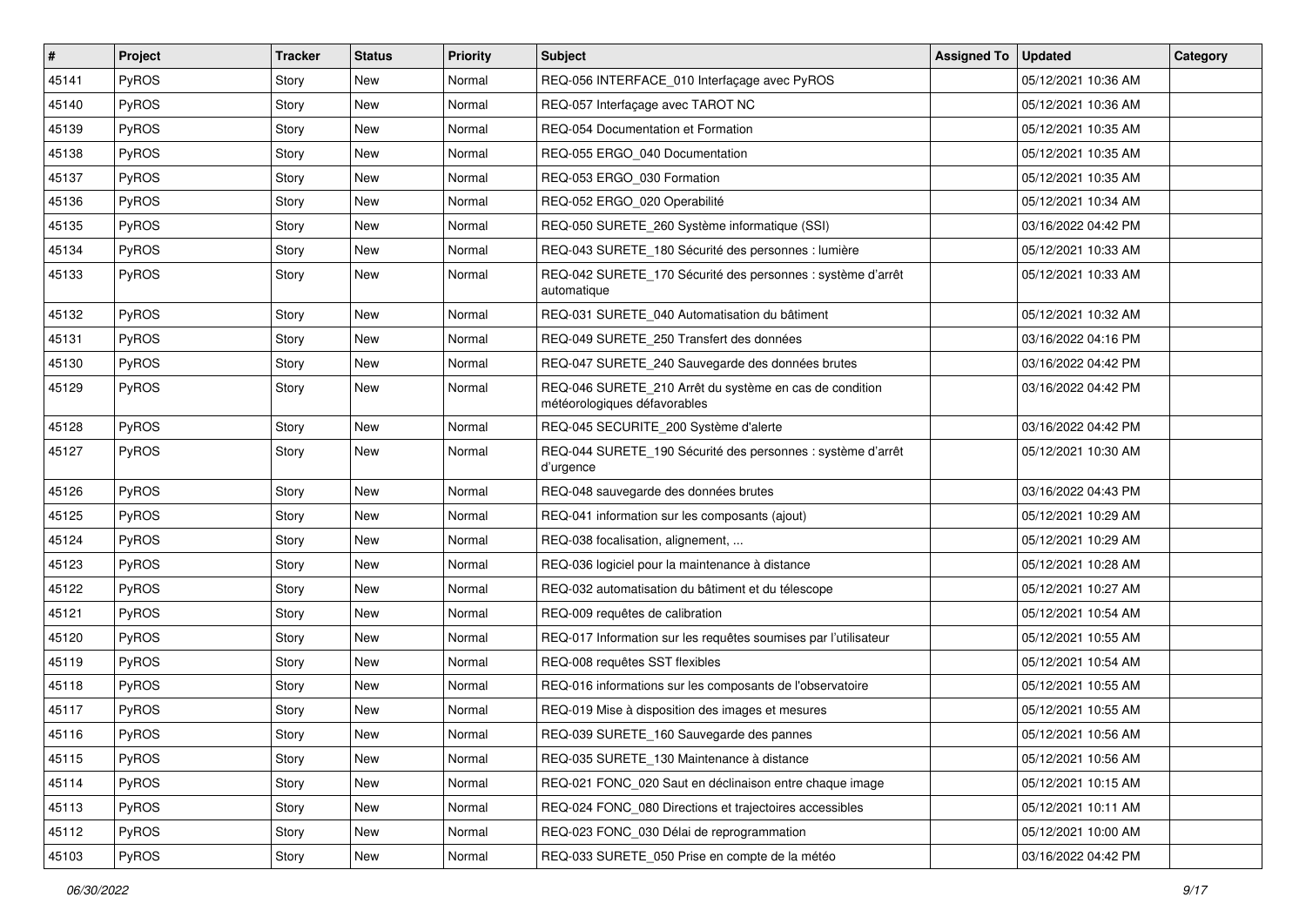| # | Project | Tracker | Status | Priority | Subject | Assigned To | Updated | Category |
|---|---|---|---|---|---|---|---|---|
| 45141 | PyROS | Story | New | Normal | REQ-056 INTERFACE_010 Interfaçage avec PyROS | | 05/12/2021 10:36 AM | |
| 45140 | PyROS | Story | New | Normal | REQ-057 Interfaçage avec TAROT NC | | 05/12/2021 10:36 AM | |
| 45139 | PyROS | Story | New | Normal | REQ-054 Documentation et Formation | | 05/12/2021 10:35 AM | |
| 45138 | PyROS | Story | New | Normal | REQ-055 ERGO_040 Documentation | | 05/12/2021 10:35 AM | |
| 45137 | PyROS | Story | New | Normal | REQ-053 ERGO_030 Formation | | 05/12/2021 10:35 AM | |
| 45136 | PyROS | Story | New | Normal | REQ-052 ERGO_020 Operabilité | | 05/12/2021 10:34 AM | |
| 45135 | PyROS | Story | New | Normal | REQ-050 SURETE_260 Système informatique (SSI) | | 03/16/2022 04:42 PM | |
| 45134 | PyROS | Story | New | Normal | REQ-043 SURETE_180 Sécurité des personnes : lumière | | 05/12/2021 10:33 AM | |
| 45133 | PyROS | Story | New | Normal | REQ-042 SURETE_170 Sécurité des personnes : système d'arrêt automatique | | 05/12/2021 10:33 AM | |
| 45132 | PyROS | Story | New | Normal | REQ-031 SURETE_040 Automatisation du bâtiment | | 05/12/2021 10:32 AM | |
| 45131 | PyROS | Story | New | Normal | REQ-049 SURETE_250 Transfert des données | | 03/16/2022 04:16 PM | |
| 45130 | PyROS | Story | New | Normal | REQ-047 SURETE_240 Sauvegarde des données brutes | | 03/16/2022 04:42 PM | |
| 45129 | PyROS | Story | New | Normal | REQ-046 SURETE_210 Arrêt du système en cas de condition météorologiques défavorables | | 03/16/2022 04:42 PM | |
| 45128 | PyROS | Story | New | Normal | REQ-045 SECURITE_200 Système d'alerte | | 03/16/2022 04:42 PM | |
| 45127 | PyROS | Story | New | Normal | REQ-044 SURETE_190 Sécurité des personnes : système d'arrêt d'urgence | | 05/12/2021 10:30 AM | |
| 45126 | PyROS | Story | New | Normal | REQ-048 sauvegarde des données brutes | | 03/16/2022 04:43 PM | |
| 45125 | PyROS | Story | New | Normal | REQ-041 information sur les composants (ajout) | | 05/12/2021 10:29 AM | |
| 45124 | PyROS | Story | New | Normal | REQ-038 focalisation, alignement, ... | | 05/12/2021 10:29 AM | |
| 45123 | PyROS | Story | New | Normal | REQ-036 logiciel pour la maintenance à distance | | 05/12/2021 10:28 AM | |
| 45122 | PyROS | Story | New | Normal | REQ-032 automatisation du bâtiment et du télescope | | 05/12/2021 10:27 AM | |
| 45121 | PyROS | Story | New | Normal | REQ-009 requêtes de calibration | | 05/12/2021 10:54 AM | |
| 45120 | PyROS | Story | New | Normal | REQ-017 Information sur les requêtes soumises par l'utilisateur | | 05/12/2021 10:55 AM | |
| 45119 | PyROS | Story | New | Normal | REQ-008 requêtes SST flexibles | | 05/12/2021 10:54 AM | |
| 45118 | PyROS | Story | New | Normal | REQ-016 informations sur les composants de l'observatoire | | 05/12/2021 10:55 AM | |
| 45117 | PyROS | Story | New | Normal | REQ-019 Mise à disposition des images et mesures | | 05/12/2021 10:55 AM | |
| 45116 | PyROS | Story | New | Normal | REQ-039 SURETE_160 Sauvegarde des pannes | | 05/12/2021 10:56 AM | |
| 45115 | PyROS | Story | New | Normal | REQ-035 SURETE_130 Maintenance à distance | | 05/12/2021 10:56 AM | |
| 45114 | PyROS | Story | New | Normal | REQ-021 FONC_020 Saut en déclinaison entre chaque image | | 05/12/2021 10:15 AM | |
| 45113 | PyROS | Story | New | Normal | REQ-024 FONC_080 Directions et trajectoires accessibles | | 05/12/2021 10:11 AM | |
| 45112 | PyROS | Story | New | Normal | REQ-023 FONC_030 Délai de reprogrammation | | 05/12/2021 10:00 AM | |
| 45103 | PyROS | Story | New | Normal | REQ-033 SURETE_050 Prise en compte de la météo | | 03/16/2022 04:42 PM | |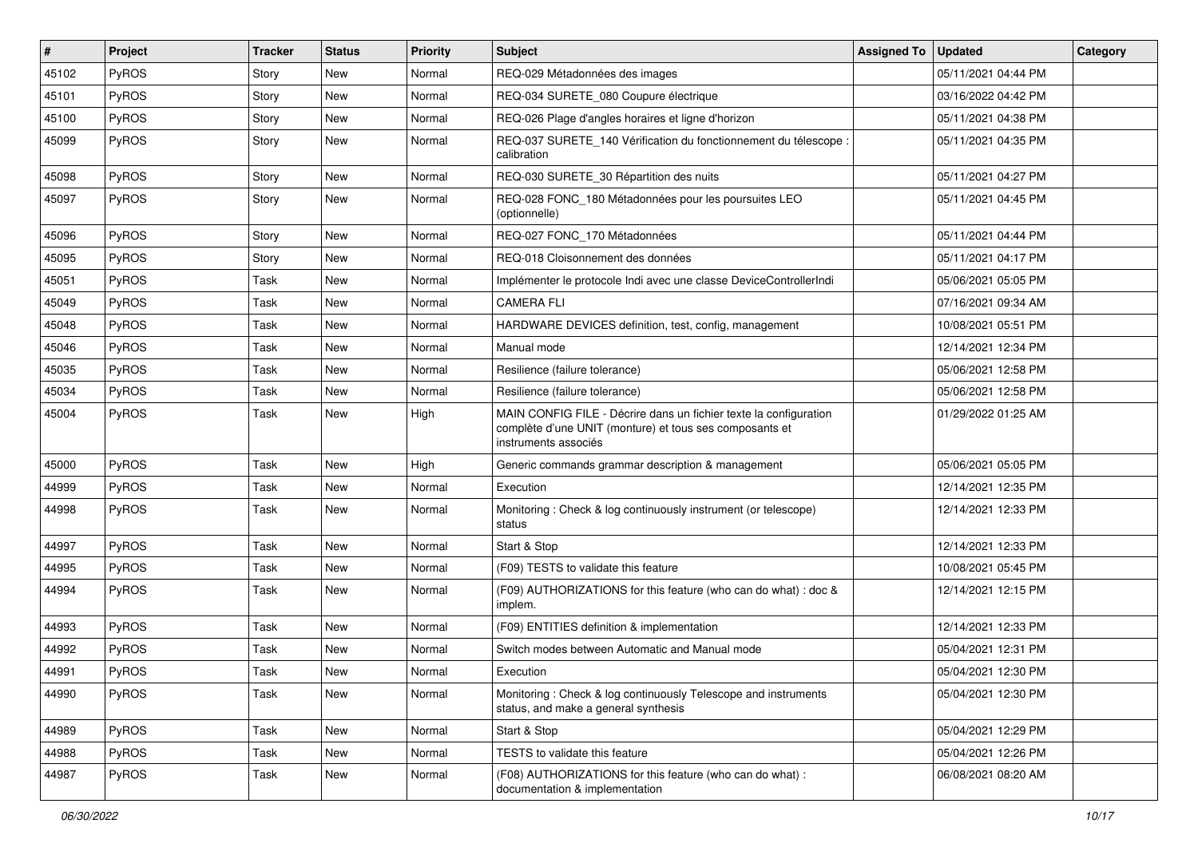| # | Project | Tracker | Status | Priority | Subject | Assigned To | Updated | Category |
|---|---|---|---|---|---|---|---|---|
| 45102 | PyROS | Story | New | Normal | REQ-029 Métadonnées des images | | 05/11/2021 04:44 PM | |
| 45101 | PyROS | Story | New | Normal | REQ-034 SURETE_080 Coupure électrique | | 03/16/2022 04:42 PM | |
| 45100 | PyROS | Story | New | Normal | REQ-026 Plage d'angles horaires et ligne d'horizon | | 05/11/2021 04:38 PM | |
| 45099 | PyROS | Story | New | Normal | REQ-037 SURETE_140 Vérification du fonctionnement du télescope : calibration | | 05/11/2021 04:35 PM | |
| 45098 | PyROS | Story | New | Normal | REQ-030 SURETE_30 Répartition des nuits | | 05/11/2021 04:27 PM | |
| 45097 | PyROS | Story | New | Normal | REQ-028 FONC_180 Métadonnées pour les poursuites LEO (optionnelle) | | 05/11/2021 04:45 PM | |
| 45096 | PyROS | Story | New | Normal | REQ-027 FONC_170 Métadonnées | | 05/11/2021 04:44 PM | |
| 45095 | PyROS | Story | New | Normal | REQ-018 Cloisonnement des données | | 05/11/2021 04:17 PM | |
| 45051 | PyROS | Task | New | Normal | Implémenter le protocole Indi avec une classe DeviceControllerIndi | | 05/06/2021 05:05 PM | |
| 45049 | PyROS | Task | New | Normal | CAMERA FLI | | 07/16/2021 09:34 AM | |
| 45048 | PyROS | Task | New | Normal | HARDWARE DEVICES definition, test, config, management | | 10/08/2021 05:51 PM | |
| 45046 | PyROS | Task | New | Normal | Manual mode | | 12/14/2021 12:34 PM | |
| 45035 | PyROS | Task | New | Normal | Resilience (failure tolerance) | | 05/06/2021 12:58 PM | |
| 45034 | PyROS | Task | New | Normal | Resilience (failure tolerance) | | 05/06/2021 12:58 PM | |
| 45004 | PyROS | Task | New | High | MAIN CONFIG FILE - Décrire dans un fichier texte la configuration complète d'une UNIT (monture) et tous ses composants et instruments associés | | 01/29/2022 01:25 AM | |
| 45000 | PyROS | Task | New | High | Generic commands grammar description & management | | 05/06/2021 05:05 PM | |
| 44999 | PyROS | Task | New | Normal | Execution | | 12/14/2021 12:35 PM | |
| 44998 | PyROS | Task | New | Normal | Monitoring : Check & log continuously instrument (or telescope) status | | 12/14/2021 12:33 PM | |
| 44997 | PyROS | Task | New | Normal | Start & Stop | | 12/14/2021 12:33 PM | |
| 44995 | PyROS | Task | New | Normal | (F09) TESTS to validate this feature | | 10/08/2021 05:45 PM | |
| 44994 | PyROS | Task | New | Normal | (F09) AUTHORIZATIONS for this feature (who can do what) : doc & implem. | | 12/14/2021 12:15 PM | |
| 44993 | PyROS | Task | New | Normal | (F09) ENTITIES definition & implementation | | 12/14/2021 12:33 PM | |
| 44992 | PyROS | Task | New | Normal | Switch modes between Automatic and Manual mode | | 05/04/2021 12:31 PM | |
| 44991 | PyROS | Task | New | Normal | Execution | | 05/04/2021 12:30 PM | |
| 44990 | PyROS | Task | New | Normal | Monitoring : Check & log continuously Telescope and instruments status, and make a general synthesis | | 05/04/2021 12:30 PM | |
| 44989 | PyROS | Task | New | Normal | Start & Stop | | 05/04/2021 12:29 PM | |
| 44988 | PyROS | Task | New | Normal | TESTS to validate this feature | | 05/04/2021 12:26 PM | |
| 44987 | PyROS | Task | New | Normal | (F08) AUTHORIZATIONS for this feature (who can do what) : documentation & implementation | | 06/08/2021 08:20 AM | |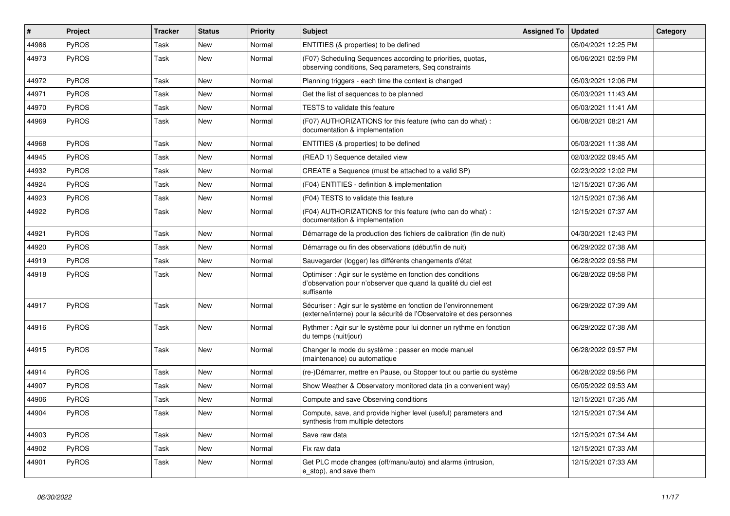| # | Project | Tracker | Status | Priority | Subject | Assigned To | Updated | Category |
|---|---|---|---|---|---|---|---|---|
| 44986 | PyROS | Task | New | Normal | ENTITIES (& properties) to be defined | | 05/04/2021 12:25 PM | |
| 44973 | PyROS | Task | New | Normal | (F07) Scheduling Sequences according to priorities, quotas, observing conditions, Seq parameters, Seq constraints | | 05/06/2021 02:59 PM | |
| 44972 | PyROS | Task | New | Normal | Planning triggers - each time the context is changed | | 05/03/2021 12:06 PM | |
| 44971 | PyROS | Task | New | Normal | Get the list of sequences to be planned | | 05/03/2021 11:43 AM | |
| 44970 | PyROS | Task | New | Normal | TESTS to validate this feature | | 05/03/2021 11:41 AM | |
| 44969 | PyROS | Task | New | Normal | (F07) AUTHORIZATIONS for this feature (who can do what) : documentation & implementation | | 06/08/2021 08:21 AM | |
| 44968 | PyROS | Task | New | Normal | ENTITIES (& properties) to be defined | | 05/03/2021 11:38 AM | |
| 44945 | PyROS | Task | New | Normal | (READ 1) Sequence detailed view | | 02/03/2022 09:45 AM | |
| 44932 | PyROS | Task | New | Normal | CREATE a Sequence (must be attached to a valid SP) | | 02/23/2022 12:02 PM | |
| 44924 | PyROS | Task | New | Normal | (F04) ENTITIES - definition & implementation | | 12/15/2021 07:36 AM | |
| 44923 | PyROS | Task | New | Normal | (F04) TESTS to validate this feature | | 12/15/2021 07:36 AM | |
| 44922 | PyROS | Task | New | Normal | (F04) AUTHORIZATIONS for this feature (who can do what) : documentation & implementation | | 12/15/2021 07:37 AM | |
| 44921 | PyROS | Task | New | Normal | Démarrage de la production des fichiers de calibration (fin de nuit) | | 04/30/2021 12:43 PM | |
| 44920 | PyROS | Task | New | Normal | Démarrage ou fin des observations (début/fin de nuit) | | 06/29/2022 07:38 AM | |
| 44919 | PyROS | Task | New | Normal | Sauvegarder (logger) les différents changements d'état | | 06/28/2022 09:58 PM | |
| 44918 | PyROS | Task | New | Normal | Optimiser : Agir sur le système en fonction des conditions d'observation pour n'observer que quand la qualité du ciel est suffisante | | 06/28/2022 09:58 PM | |
| 44917 | PyROS | Task | New | Normal | Sécuriser : Agir sur le système en fonction de l'environnement (externe/interne) pour la sécurité de l'Observatoire et des personnes | | 06/29/2022 07:39 AM | |
| 44916 | PyROS | Task | New | Normal | Rythmer : Agir sur le système pour lui donner un rythme en fonction du temps (nuit/jour) | | 06/29/2022 07:38 AM | |
| 44915 | PyROS | Task | New | Normal | Changer le mode du système : passer en mode manuel (maintenance) ou automatique | | 06/28/2022 09:57 PM | |
| 44914 | PyROS | Task | New | Normal | (re-)Démarrer, mettre en Pause, ou Stopper tout ou partie du système | | 06/28/2022 09:56 PM | |
| 44907 | PyROS | Task | New | Normal | Show Weather & Observatory monitored data (in a convenient way) | | 05/05/2022 09:53 AM | |
| 44906 | PyROS | Task | New | Normal | Compute and save Observing conditions | | 12/15/2021 07:35 AM | |
| 44904 | PyROS | Task | New | Normal | Compute, save, and provide higher level (useful) parameters and synthesis from multiple detectors | | 12/15/2021 07:34 AM | |
| 44903 | PyROS | Task | New | Normal | Save raw data | | 12/15/2021 07:34 AM | |
| 44902 | PyROS | Task | New | Normal | Fix raw data | | 12/15/2021 07:33 AM | |
| 44901 | PyROS | Task | New | Normal | Get PLC mode changes (off/manu/auto) and alarms (intrusion, e_stop), and save them | | 12/15/2021 07:33 AM | |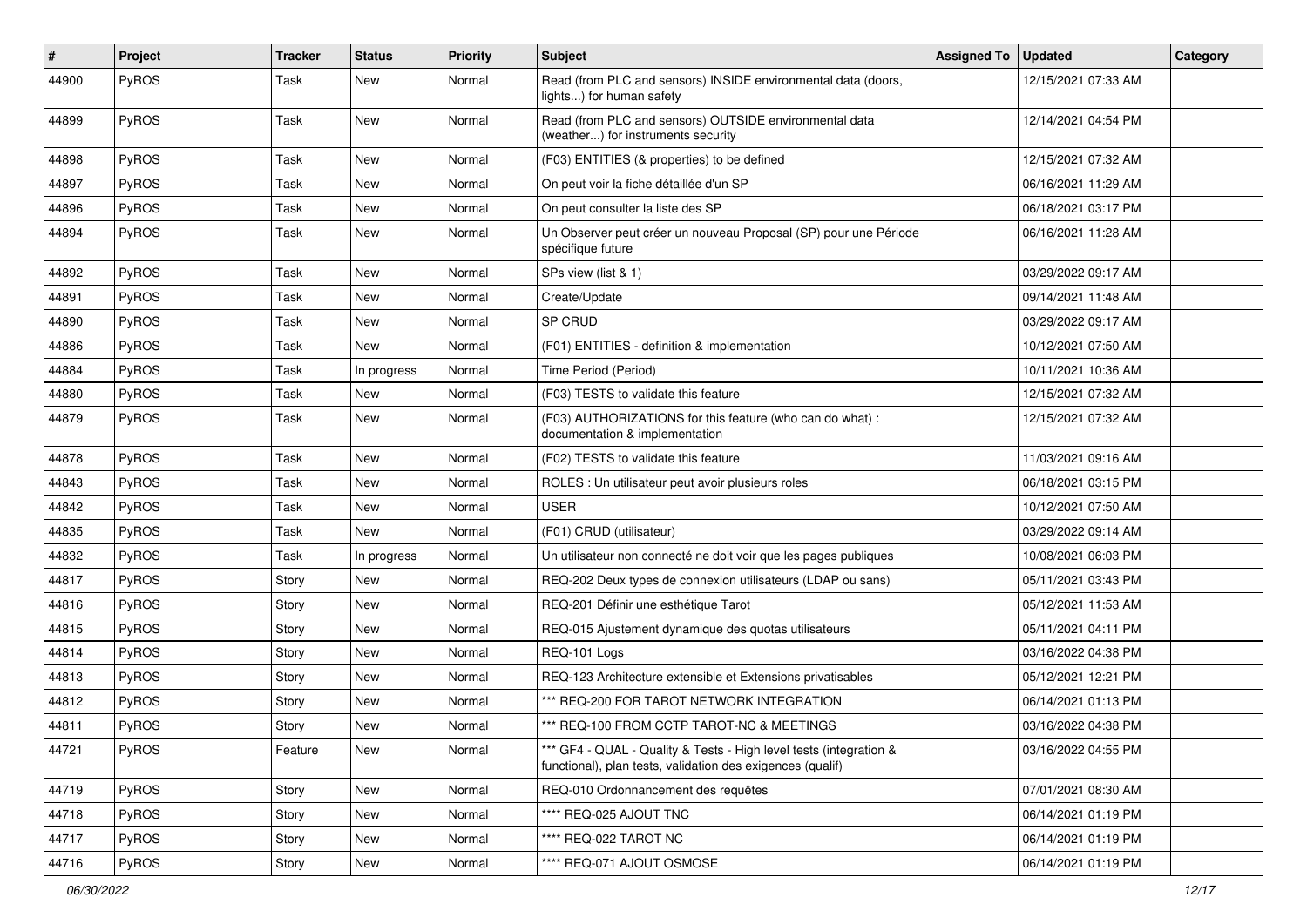| # | Project | Tracker | Status | Priority | Subject | Assigned To | Updated | Category |
|---|---|---|---|---|---|---|---|---|
| 44900 | PyROS | Task | New | Normal | Read (from PLC and sensors) INSIDE environmental data (doors, lights...) for human safety | | 12/15/2021 07:33 AM | |
| 44899 | PyROS | Task | New | Normal | Read (from PLC and sensors) OUTSIDE environmental data (weather...) for instruments security | | 12/14/2021 04:54 PM | |
| 44898 | PyROS | Task | New | Normal | (F03) ENTITIES (& properties) to be defined | | 12/15/2021 07:32 AM | |
| 44897 | PyROS | Task | New | Normal | On peut voir la fiche détaillée d'un SP | | 06/16/2021 11:29 AM | |
| 44896 | PyROS | Task | New | Normal | On peut consulter la liste des SP | | 06/18/2021 03:17 PM | |
| 44894 | PyROS | Task | New | Normal | Un Observer peut créer un nouveau Proposal (SP) pour une Période spécifique future | | 06/16/2021 11:28 AM | |
| 44892 | PyROS | Task | New | Normal | SPs view (list & 1) | | 03/29/2022 09:17 AM | |
| 44891 | PyROS | Task | New | Normal | Create/Update | | 09/14/2021 11:48 AM | |
| 44890 | PyROS | Task | New | Normal | SP CRUD | | 03/29/2022 09:17 AM | |
| 44886 | PyROS | Task | New | Normal | (F01) ENTITIES - definition & implementation | | 10/12/2021 07:50 AM | |
| 44884 | PyROS | Task | In progress | Normal | Time Period (Period) | | 10/11/2021 10:36 AM | |
| 44880 | PyROS | Task | New | Normal | (F03) TESTS to validate this feature | | 12/15/2021 07:32 AM | |
| 44879 | PyROS | Task | New | Normal | (F03) AUTHORIZATIONS for this feature (who can do what) : documentation & implementation | | 12/15/2021 07:32 AM | |
| 44878 | PyROS | Task | New | Normal | (F02) TESTS to validate this feature | | 11/03/2021 09:16 AM | |
| 44843 | PyROS | Task | New | Normal | ROLES : Un utilisateur peut avoir plusieurs roles | | 06/18/2021 03:15 PM | |
| 44842 | PyROS | Task | New | Normal | USER | | 10/12/2021 07:50 AM | |
| 44835 | PyROS | Task | New | Normal | (F01) CRUD (utilisateur) | | 03/29/2022 09:14 AM | |
| 44832 | PyROS | Task | In progress | Normal | Un utilisateur non connecté ne doit voir que les pages publiques | | 10/08/2021 06:03 PM | |
| 44817 | PyROS | Story | New | Normal | REQ-202 Deux types de connexion utilisateurs (LDAP ou sans) | | 05/11/2021 03:43 PM | |
| 44816 | PyROS | Story | New | Normal | REQ-201 Définir une esthétique Tarot | | 05/12/2021 11:53 AM | |
| 44815 | PyROS | Story | New | Normal | REQ-015 Ajustement dynamique des quotas utilisateurs | | 05/11/2021 04:11 PM | |
| 44814 | PyROS | Story | New | Normal | REQ-101 Logs | | 03/16/2022 04:38 PM | |
| 44813 | PyROS | Story | New | Normal | REQ-123 Architecture extensible et Extensions privatisables | | 05/12/2021 12:21 PM | |
| 44812 | PyROS | Story | New | Normal | *** REQ-200 FOR TAROT NETWORK INTEGRATION | | 06/14/2021 01:13 PM | |
| 44811 | PyROS | Story | New | Normal | *** REQ-100 FROM CCTP TAROT-NC & MEETINGS | | 03/16/2022 04:38 PM | |
| 44721 | PyROS | Feature | New | Normal | *** GF4 - QUAL - Quality & Tests - High level tests (integration & functional), plan tests, validation des exigences (qualif) | | 03/16/2022 04:55 PM | |
| 44719 | PyROS | Story | New | Normal | REQ-010 Ordonnancement des requêtes | | 07/01/2021 08:30 AM | |
| 44718 | PyROS | Story | New | Normal | **** REQ-025 AJOUT TNC | | 06/14/2021 01:19 PM | |
| 44717 | PyROS | Story | New | Normal | **** REQ-022 TAROT NC | | 06/14/2021 01:19 PM | |
| 44716 | PyROS | Story | New | Normal | **** REQ-071 AJOUT OSMOSE | | 06/14/2021 01:19 PM | |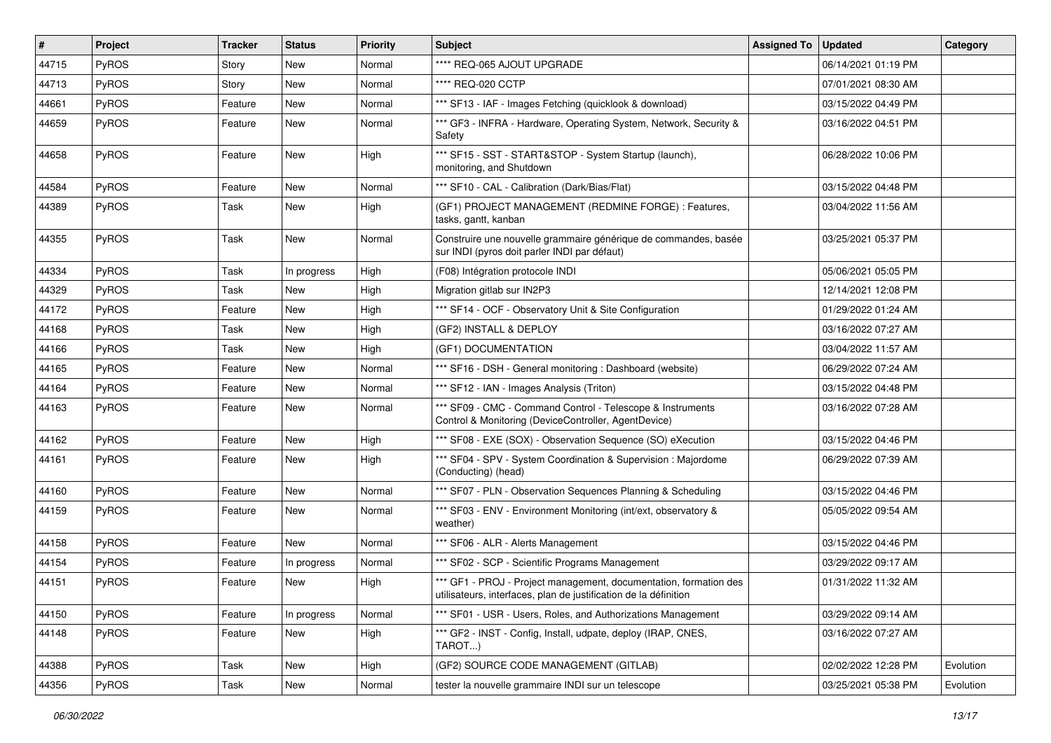| # | Project | Tracker | Status | Priority | Subject | Assigned To | Updated | Category |
|---|---|---|---|---|---|---|---|---|
| 44715 | PyROS | Story | New | Normal | **** REQ-065 AJOUT UPGRADE | | 06/14/2021 01:19 PM | |
| 44713 | PyROS | Story | New | Normal | **** REQ-020 CCTP | | 07/01/2021 08:30 AM | |
| 44661 | PyROS | Feature | New | Normal | *** SF13 - IAF - Images Fetching (quicklook & download) | | 03/15/2022 04:49 PM | |
| 44659 | PyROS | Feature | New | Normal | *** GF3 - INFRA - Hardware, Operating System, Network, Security & Safety | | 03/16/2022 04:51 PM | |
| 44658 | PyROS | Feature | New | High | *** SF15 - SST - START&STOP - System Startup (launch), monitoring, and Shutdown | | 06/28/2022 10:06 PM | |
| 44584 | PyROS | Feature | New | Normal | *** SF10 - CAL - Calibration (Dark/Bias/Flat) | | 03/15/2022 04:48 PM | |
| 44389 | PyROS | Task | New | High | (GF1) PROJECT MANAGEMENT (REDMINE FORGE) : Features, tasks, gantt, kanban | | 03/04/2022 11:56 AM | |
| 44355 | PyROS | Task | New | Normal | Construire une nouvelle grammaire générique de commandes, basée sur INDI (pyros doit parler INDI par défaut) | | 03/25/2021 05:37 PM | |
| 44334 | PyROS | Task | In progress | High | (F08) Intégration protocole INDI | | 05/06/2021 05:05 PM | |
| 44329 | PyROS | Task | New | High | Migration gitlab sur IN2P3 | | 12/14/2021 12:08 PM | |
| 44172 | PyROS | Feature | New | High | *** SF14 - OCF - Observatory Unit & Site Configuration | | 01/29/2022 01:24 AM | |
| 44168 | PyROS | Task | New | High | (GF2) INSTALL & DEPLOY | | 03/16/2022 07:27 AM | |
| 44166 | PyROS | Task | New | High | (GF1) DOCUMENTATION | | 03/04/2022 11:57 AM | |
| 44165 | PyROS | Feature | New | Normal | *** SF16 - DSH - General monitoring : Dashboard (website) | | 06/29/2022 07:24 AM | |
| 44164 | PyROS | Feature | New | Normal | *** SF12 - IAN - Images Analysis (Triton) | | 03/15/2022 04:48 PM | |
| 44163 | PyROS | Feature | New | Normal | *** SF09 - CMC - Command Control - Telescope & Instruments Control & Monitoring (DeviceController, AgentDevice) | | 03/16/2022 07:28 AM | |
| 44162 | PyROS | Feature | New | High | *** SF08 - EXE (SOX) - Observation Sequence (SO) eXecution | | 03/15/2022 04:46 PM | |
| 44161 | PyROS | Feature | New | High | *** SF04 - SPV - System Coordination & Supervision : Majordome (Conducting) (head) | | 06/29/2022 07:39 AM | |
| 44160 | PyROS | Feature | New | Normal | *** SF07 - PLN - Observation Sequences Planning & Scheduling | | 03/15/2022 04:46 PM | |
| 44159 | PyROS | Feature | New | Normal | *** SF03 - ENV - Environment Monitoring (int/ext, observatory & weather) | | 05/05/2022 09:54 AM | |
| 44158 | PyROS | Feature | New | Normal | *** SF06 - ALR - Alerts Management | | 03/15/2022 04:46 PM | |
| 44154 | PyROS | Feature | In progress | Normal | *** SF02 - SCP - Scientific Programs Management | | 03/29/2022 09:17 AM | |
| 44151 | PyROS | Feature | New | High | *** GF1 - PROJ - Project management, documentation, formation des utilisateurs, interfaces, plan de justification de la définition | | 01/31/2022 11:32 AM | |
| 44150 | PyROS | Feature | In progress | Normal | *** SF01 - USR - Users, Roles, and Authorizations Management | | 03/29/2022 09:14 AM | |
| 44148 | PyROS | Feature | New | High | *** GF2 - INST - Config, Install, udpate, deploy (IRAP, CNES, TAROT...) | | 03/16/2022 07:27 AM | |
| 44388 | PyROS | Task | New | High | (GF2) SOURCE CODE MANAGEMENT (GITLAB) | | 02/02/2022 12:28 PM | Evolution |
| 44356 | PyROS | Task | New | Normal | tester la nouvelle grammaire INDI sur un telescope | | 03/25/2021 05:38 PM | Evolution |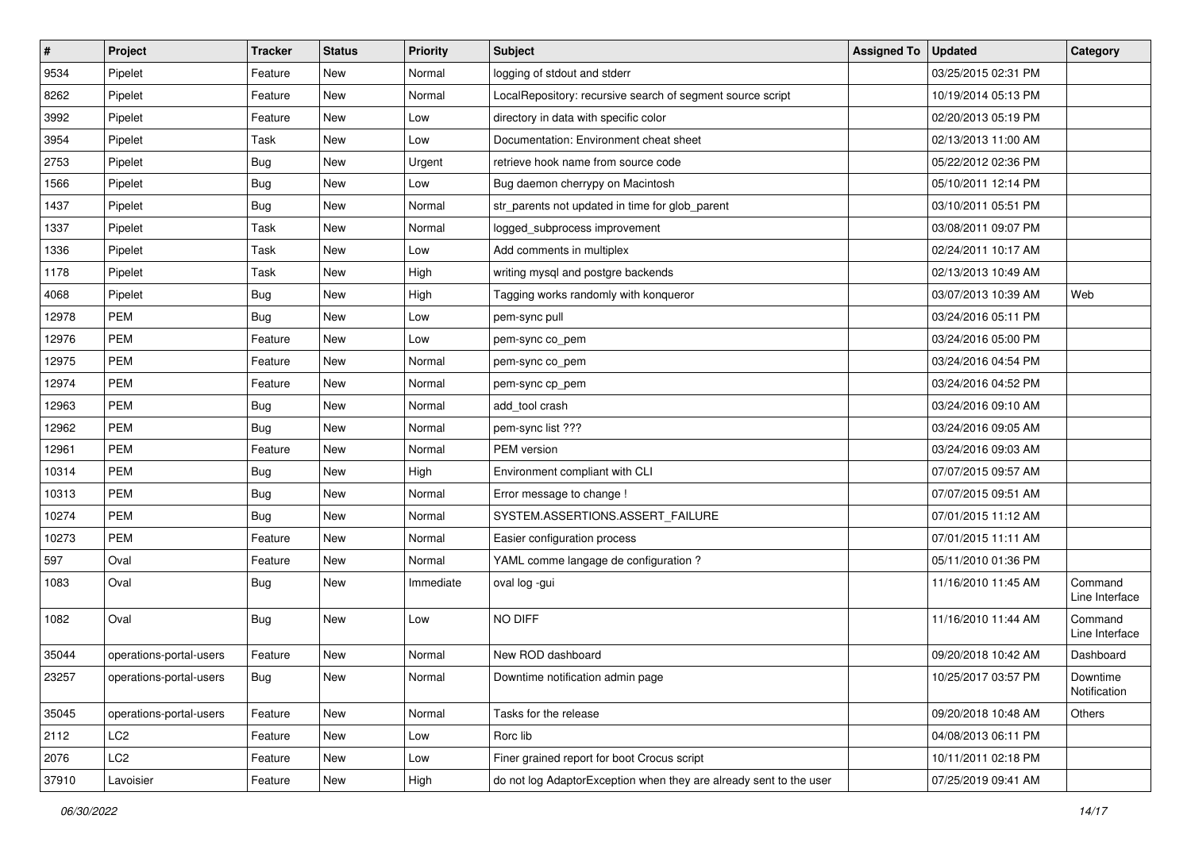| # | Project | Tracker | Status | Priority | Subject | Assigned To | Updated | Category |
|---|---|---|---|---|---|---|---|---|
| 9534 | Pipelet | Feature | New | Normal | logging of stdout and stderr | | 03/25/2015 02:31 PM | |
| 8262 | Pipelet | Feature | New | Normal | LocalRepository: recursive search of segment source script | | 10/19/2014 05:13 PM | |
| 3992 | Pipelet | Feature | New | Low | directory in data with specific color | | 02/20/2013 05:19 PM | |
| 3954 | Pipelet | Task | New | Low | Documentation: Environment cheat sheet | | 02/13/2013 11:00 AM | |
| 2753 | Pipelet | Bug | New | Urgent | retrieve hook name from source code | | 05/22/2012 02:36 PM | |
| 1566 | Pipelet | Bug | New | Low | Bug daemon cherrypy on Macintosh | | 05/10/2011 12:14 PM | |
| 1437 | Pipelet | Bug | New | Normal | str_parents not updated in time for glob_parent | | 03/10/2011 05:51 PM | |
| 1337 | Pipelet | Task | New | Normal | logged_subprocess improvement | | 03/08/2011 09:07 PM | |
| 1336 | Pipelet | Task | New | Low | Add comments in multiplex | | 02/24/2011 10:17 AM | |
| 1178 | Pipelet | Task | New | High | writing mysql and postgre backends | | 02/13/2013 10:49 AM | |
| 4068 | Pipelet | Bug | New | High | Tagging works randomly with konqueror | | 03/07/2013 10:39 AM | Web |
| 12978 | PEM | Bug | New | Low | pem-sync pull | | 03/24/2016 05:11 PM | |
| 12976 | PEM | Feature | New | Low | pem-sync co_pem | | 03/24/2016 05:00 PM | |
| 12975 | PEM | Feature | New | Normal | pem-sync co_pem | | 03/24/2016 04:54 PM | |
| 12974 | PEM | Feature | New | Normal | pem-sync cp_pem | | 03/24/2016 04:52 PM | |
| 12963 | PEM | Bug | New | Normal | add_tool crash | | 03/24/2016 09:10 AM | |
| 12962 | PEM | Bug | New | Normal | pem-sync list ??? | | 03/24/2016 09:05 AM | |
| 12961 | PEM | Feature | New | Normal | PEM version | | 03/24/2016 09:03 AM | |
| 10314 | PEM | Bug | New | High | Environment compliant with CLI | | 07/07/2015 09:57 AM | |
| 10313 | PEM | Bug | New | Normal | Error message to change ! | | 07/07/2015 09:51 AM | |
| 10274 | PEM | Bug | New | Normal | SYSTEM.ASSERTIONS.ASSERT_FAILURE | | 07/01/2015 11:12 AM | |
| 10273 | PEM | Feature | New | Normal | Easier configuration process | | 07/01/2015 11:11 AM | |
| 597 | Oval | Feature | New | Normal | YAML comme langage de configuration ? | | 05/11/2010 01:36 PM | |
| 1083 | Oval | Bug | New | Immediate | oval log -gui | | 11/16/2010 11:45 AM | Command Line Interface |
| 1082 | Oval | Bug | New | Low | NO DIFF | | 11/16/2010 11:44 AM | Command Line Interface |
| 35044 | operations-portal-users | Feature | New | Normal | New ROD dashboard | | 09/20/2018 10:42 AM | Dashboard |
| 23257 | operations-portal-users | Bug | New | Normal | Downtime notification admin page | | 10/25/2017 03:57 PM | Downtime Notification |
| 35045 | operations-portal-users | Feature | New | Normal | Tasks for the release | | 09/20/2018 10:48 AM | Others |
| 2112 | LC2 | Feature | New | Low | Rorc lib | | 04/08/2013 06:11 PM | |
| 2076 | LC2 | Feature | New | Low | Finer grained report for boot Crocus script | | 10/11/2011 02:18 PM | |
| 37910 | Lavoisier | Feature | New | High | do not log AdaptorException when they are already sent to the user | | 07/25/2019 09:41 AM | |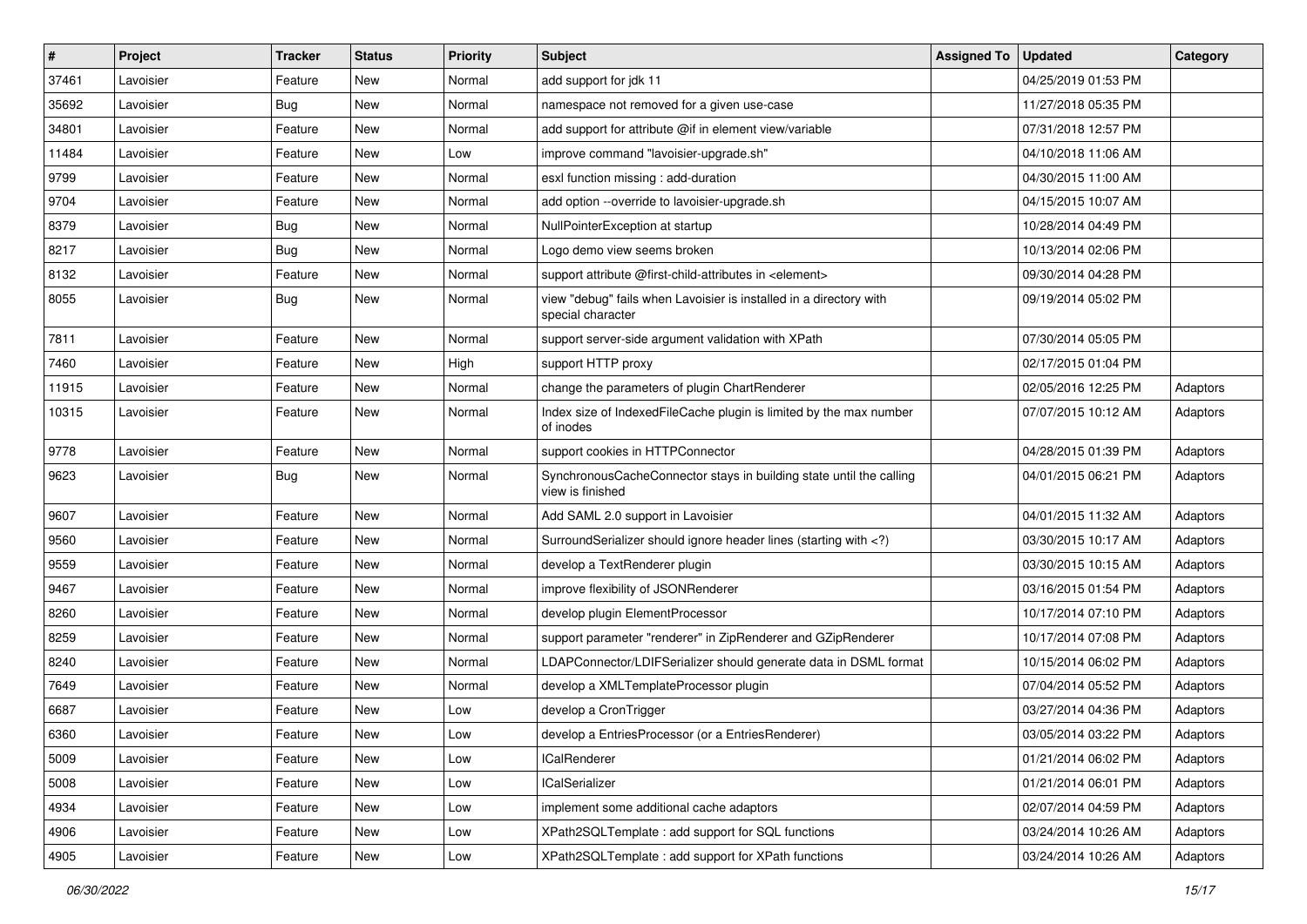| # | Project | Tracker | Status | Priority | Subject | Assigned To | Updated | Category |
|---|---|---|---|---|---|---|---|---|
| 37461 | Lavoisier | Feature | New | Normal | add support for jdk 11 | | 04/25/2019 01:53 PM | |
| 35692 | Lavoisier | Bug | New | Normal | namespace not removed for a given use-case | | 11/27/2018 05:35 PM | |
| 34801 | Lavoisier | Feature | New | Normal | add support for attribute @if in element view/variable | | 07/31/2018 12:57 PM | |
| 11484 | Lavoisier | Feature | New | Low | improve command "lavoisier-upgrade.sh" | | 04/10/2018 11:06 AM | |
| 9799 | Lavoisier | Feature | New | Normal | esxl function missing : add-duration | | 04/30/2015 11:00 AM | |
| 9704 | Lavoisier | Feature | New | Normal | add option --override to lavoisier-upgrade.sh | | 04/15/2015 10:07 AM | |
| 8379 | Lavoisier | Bug | New | Normal | NullPointerException at startup | | 10/28/2014 04:49 PM | |
| 8217 | Lavoisier | Bug | New | Normal | Logo demo view seems broken | | 10/13/2014 02:06 PM | |
| 8132 | Lavoisier | Feature | New | Normal | support attribute @first-child-attributes in <element> | | 09/30/2014 04:28 PM | |
| 8055 | Lavoisier | Bug | New | Normal | view "debug" fails when Lavoisier is installed in a directory with special character | | 09/19/2014 05:02 PM | |
| 7811 | Lavoisier | Feature | New | Normal | support server-side argument validation with XPath | | 07/30/2014 05:05 PM | |
| 7460 | Lavoisier | Feature | New | High | support HTTP proxy | | 02/17/2015 01:04 PM | |
| 11915 | Lavoisier | Feature | New | Normal | change the parameters of plugin ChartRenderer | | 02/05/2016 12:25 PM | Adaptors |
| 10315 | Lavoisier | Feature | New | Normal | Index size of IndexedFileCache plugin is limited by the max number of inodes | | 07/07/2015 10:12 AM | Adaptors |
| 9778 | Lavoisier | Feature | New | Normal | support cookies in HTTPConnector | | 04/28/2015 01:39 PM | Adaptors |
| 9623 | Lavoisier | Bug | New | Normal | SynchronousCacheConnector stays in building state until the calling view is finished | | 04/01/2015 06:21 PM | Adaptors |
| 9607 | Lavoisier | Feature | New | Normal | Add SAML 2.0 support in Lavoisier | | 04/01/2015 11:32 AM | Adaptors |
| 9560 | Lavoisier | Feature | New | Normal | SurroundSerializer should ignore header lines (starting with <?) | | 03/30/2015 10:17 AM | Adaptors |
| 9559 | Lavoisier | Feature | New | Normal | develop a TextRenderer plugin | | 03/30/2015 10:15 AM | Adaptors |
| 9467 | Lavoisier | Feature | New | Normal | improve flexibility of JSONRenderer | | 03/16/2015 01:54 PM | Adaptors |
| 8260 | Lavoisier | Feature | New | Normal | develop plugin ElementProcessor | | 10/17/2014 07:10 PM | Adaptors |
| 8259 | Lavoisier | Feature | New | Normal | support parameter "renderer" in ZipRenderer and GZipRenderer | | 10/17/2014 07:08 PM | Adaptors |
| 8240 | Lavoisier | Feature | New | Normal | LDAPConnector/LDIFSerializer should generate data in DSML format | | 10/15/2014 06:02 PM | Adaptors |
| 7649 | Lavoisier | Feature | New | Normal | develop a XMLTemplateProcessor plugin | | 07/04/2014 05:52 PM | Adaptors |
| 6687 | Lavoisier | Feature | New | Low | develop a CronTrigger | | 03/27/2014 04:36 PM | Adaptors |
| 6360 | Lavoisier | Feature | New | Low | develop a EntriesProcessor (or a EntriesRenderer) | | 03/05/2014 03:22 PM | Adaptors |
| 5009 | Lavoisier | Feature | New | Low | ICalRenderer | | 01/21/2014 06:02 PM | Adaptors |
| 5008 | Lavoisier | Feature | New | Low | ICalSerializer | | 01/21/2014 06:01 PM | Adaptors |
| 4934 | Lavoisier | Feature | New | Low | implement some additional cache adaptors | | 02/07/2014 04:59 PM | Adaptors |
| 4906 | Lavoisier | Feature | New | Low | XPath2SQLTemplate : add support for SQL functions | | 03/24/2014 10:26 AM | Adaptors |
| 4905 | Lavoisier | Feature | New | Low | XPath2SQLTemplate : add support for XPath functions | | 03/24/2014 10:26 AM | Adaptors |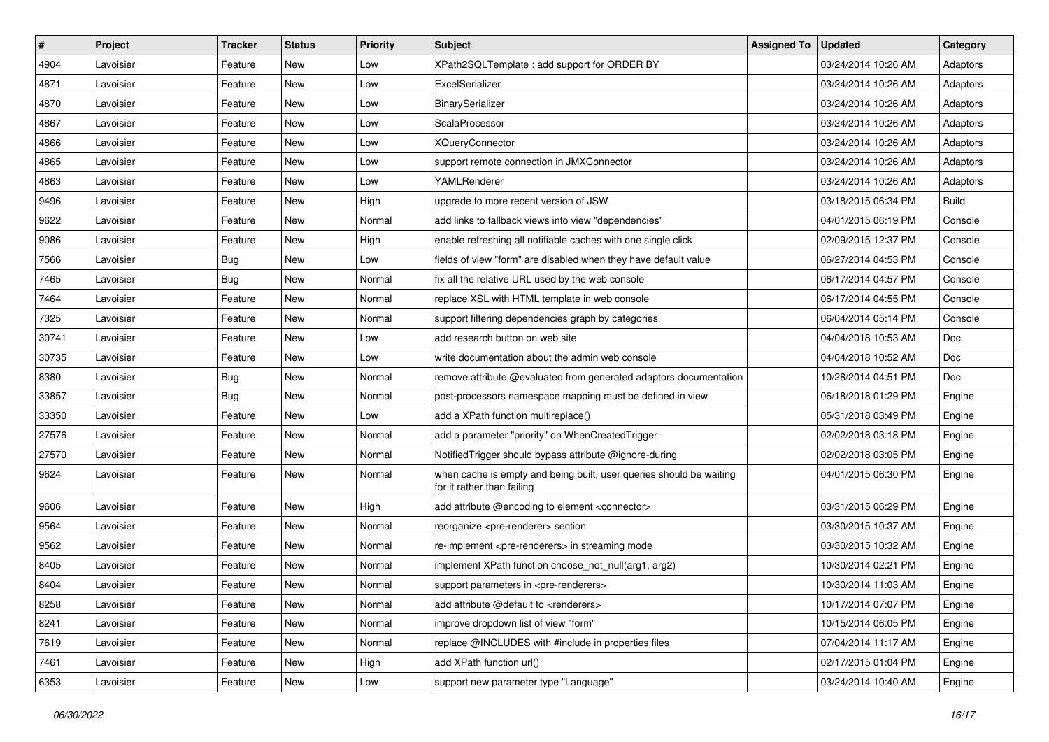| # | Project | Tracker | Status | Priority | Subject | Assigned To | Updated | Category |
|---|---|---|---|---|---|---|---|---|
| 4904 | Lavoisier | Feature | New | Low | XPath2SQLTemplate : add support for ORDER BY | | 03/24/2014 10:26 AM | Adaptors |
| 4871 | Lavoisier | Feature | New | Low | ExcelSerializer | | 03/24/2014 10:26 AM | Adaptors |
| 4870 | Lavoisier | Feature | New | Low | BinarySerializer | | 03/24/2014 10:26 AM | Adaptors |
| 4867 | Lavoisier | Feature | New | Low | ScalaProcessor | | 03/24/2014 10:26 AM | Adaptors |
| 4866 | Lavoisier | Feature | New | Low | XQueryConnector | | 03/24/2014 10:26 AM | Adaptors |
| 4865 | Lavoisier | Feature | New | Low | support remote connection in JMXConnector | | 03/24/2014 10:26 AM | Adaptors |
| 4863 | Lavoisier | Feature | New | Low | YAMLRenderer | | 03/24/2014 10:26 AM | Adaptors |
| 9496 | Lavoisier | Feature | New | High | upgrade to more recent version of JSW | | 03/18/2015 06:34 PM | Build |
| 9622 | Lavoisier | Feature | New | Normal | add links to fallback views into view "dependencies" | | 04/01/2015 06:19 PM | Console |
| 9086 | Lavoisier | Feature | New | High | enable refreshing all notifiable caches with one single click | | 02/09/2015 12:37 PM | Console |
| 7566 | Lavoisier | Bug | New | Low | fields of view "form" are disabled when they have default value | | 06/27/2014 04:53 PM | Console |
| 7465 | Lavoisier | Bug | New | Normal | fix all the relative URL used by the web console | | 06/17/2014 04:57 PM | Console |
| 7464 | Lavoisier | Feature | New | Normal | replace XSL with HTML template in web console | | 06/17/2014 04:55 PM | Console |
| 7325 | Lavoisier | Feature | New | Normal | support filtering dependencies graph by categories | | 06/04/2014 05:14 PM | Console |
| 30741 | Lavoisier | Feature | New | Low | add research button on web site | | 04/04/2018 10:53 AM | Doc |
| 30735 | Lavoisier | Feature | New | Low | write documentation about the admin web console | | 04/04/2018 10:52 AM | Doc |
| 8380 | Lavoisier | Bug | New | Normal | remove attribute @evaluated from generated adaptors documentation | | 10/28/2014 04:51 PM | Doc |
| 33857 | Lavoisier | Bug | New | Normal | post-processors namespace mapping must be defined in view | | 06/18/2018 01:29 PM | Engine |
| 33350 | Lavoisier | Feature | New | Low | add a XPath function multireplace() | | 05/31/2018 03:49 PM | Engine |
| 27576 | Lavoisier | Feature | New | Normal | add a parameter "priority" on WhenCreatedTrigger | | 02/02/2018 03:18 PM | Engine |
| 27570 | Lavoisier | Feature | New | Normal | NotifiedTrigger should bypass attribute @ignore-during | | 02/02/2018 03:05 PM | Engine |
| 9624 | Lavoisier | Feature | New | Normal | when cache is empty and being built, user queries should be waiting for it rather than failing | | 04/01/2015 06:30 PM | Engine |
| 9606 | Lavoisier | Feature | New | High | add attribute @encoding to element <connector> | | 03/31/2015 06:29 PM | Engine |
| 9564 | Lavoisier | Feature | New | Normal | reorganize <pre-renderer> section | | 03/30/2015 10:37 AM | Engine |
| 9562 | Lavoisier | Feature | New | Normal | re-implement <pre-renderers> in streaming mode | | 03/30/2015 10:32 AM | Engine |
| 8405 | Lavoisier | Feature | New | Normal | implement XPath function choose_not_null(arg1, arg2) | | 10/30/2014 02:21 PM | Engine |
| 8404 | Lavoisier | Feature | New | Normal | support parameters in <pre-renderers> | | 10/30/2014 11:03 AM | Engine |
| 8258 | Lavoisier | Feature | New | Normal | add attribute @default to <renderers> | | 10/17/2014 07:07 PM | Engine |
| 8241 | Lavoisier | Feature | New | Normal | improve dropdown list of view "form" | | 10/15/2014 06:05 PM | Engine |
| 7619 | Lavoisier | Feature | New | Normal | replace @INCLUDES with #include in properties files | | 07/04/2014 11:17 AM | Engine |
| 7461 | Lavoisier | Feature | New | High | add XPath function url() | | 02/17/2015 01:04 PM | Engine |
| 6353 | Lavoisier | Feature | New | Low | support new parameter type "Language" | | 03/24/2014 10:40 AM | Engine |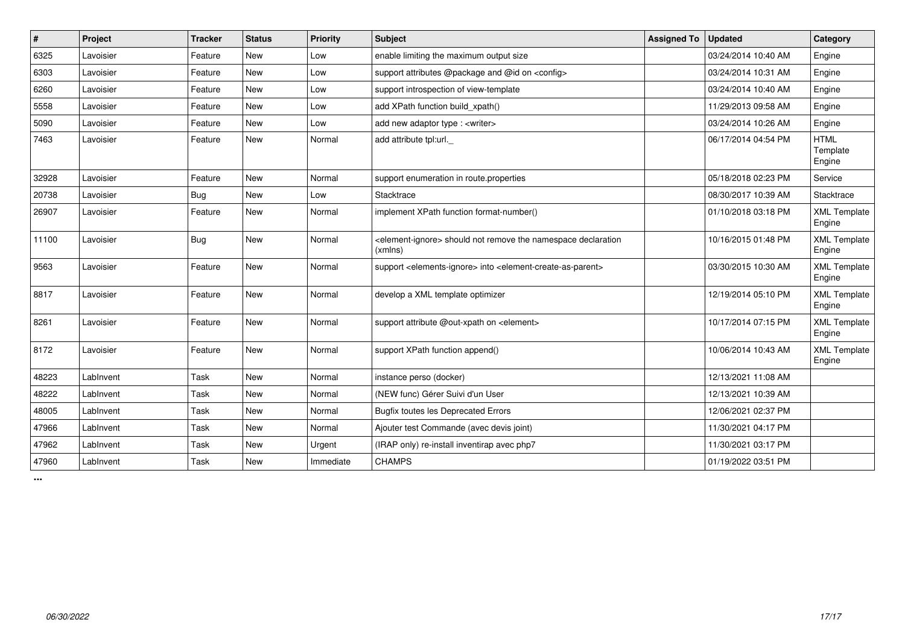| # | Project | Tracker | Status | Priority | Subject | Assigned To | Updated | Category |
|---|---|---|---|---|---|---|---|---|
| 6325 | Lavoisier | Feature | New | Low | enable limiting the maximum output size | | 03/24/2014 10:40 AM | Engine |
| 6303 | Lavoisier | Feature | New | Low | support attributes @package and @id on <config> | | 03/24/2014 10:31 AM | Engine |
| 6260 | Lavoisier | Feature | New | Low | support introspection of view-template | | 03/24/2014 10:40 AM | Engine |
| 5558 | Lavoisier | Feature | New | Low | add XPath function build_xpath() | | 11/29/2013 09:58 AM | Engine |
| 5090 | Lavoisier | Feature | New | Low | add new adaptor type : <writer> | | 03/24/2014 10:26 AM | Engine |
| 7463 | Lavoisier | Feature | New | Normal | add attribute tpl:url._ | | 06/17/2014 04:54 PM | HTML Template Engine |
| 32928 | Lavoisier | Feature | New | Normal | support enumeration in route.properties | | 05/18/2018 02:23 PM | Service |
| 20738 | Lavoisier | Bug | New | Low | Stacktrace | | 08/30/2017 10:39 AM | Stacktrace |
| 26907 | Lavoisier | Feature | New | Normal | implement XPath function format-number() | | 01/10/2018 03:18 PM | XML Template Engine |
| 11100 | Lavoisier | Bug | New | Normal | <element-ignore> should not remove the namespace declaration (xmlns) | | 10/16/2015 01:48 PM | XML Template Engine |
| 9563 | Lavoisier | Feature | New | Normal | support <elements-ignore> into <element-create-as-parent> | | 03/30/2015 10:30 AM | XML Template Engine |
| 8817 | Lavoisier | Feature | New | Normal | develop a XML template optimizer | | 12/19/2014 05:10 PM | XML Template Engine |
| 8261 | Lavoisier | Feature | New | Normal | support attribute @out-xpath on <element> | | 10/17/2014 07:15 PM | XML Template Engine |
| 8172 | Lavoisier | Feature | New | Normal | support XPath function append() | | 10/06/2014 10:43 AM | XML Template Engine |
| 48223 | LabInvent | Task | New | Normal | instance perso (docker) | | 12/13/2021 11:08 AM | |
| 48222 | LabInvent | Task | New | Normal | (NEW func) Gérer Suivi d'un User | | 12/13/2021 10:39 AM | |
| 48005 | LabInvent | Task | New | Normal | Bugfix toutes les Deprecated Errors | | 12/06/2021 02:37 PM | |
| 47966 | LabInvent | Task | New | Normal | Ajouter test Commande (avec devis joint) | | 11/30/2021 04:17 PM | |
| 47962 | LabInvent | Task | New | Urgent | (IRAP only) re-install inventirap avec php7 | | 11/30/2021 03:17 PM | |
| 47960 | LabInvent | Task | New | Immediate | CHAMPS | | 01/19/2022 03:51 PM | |

...